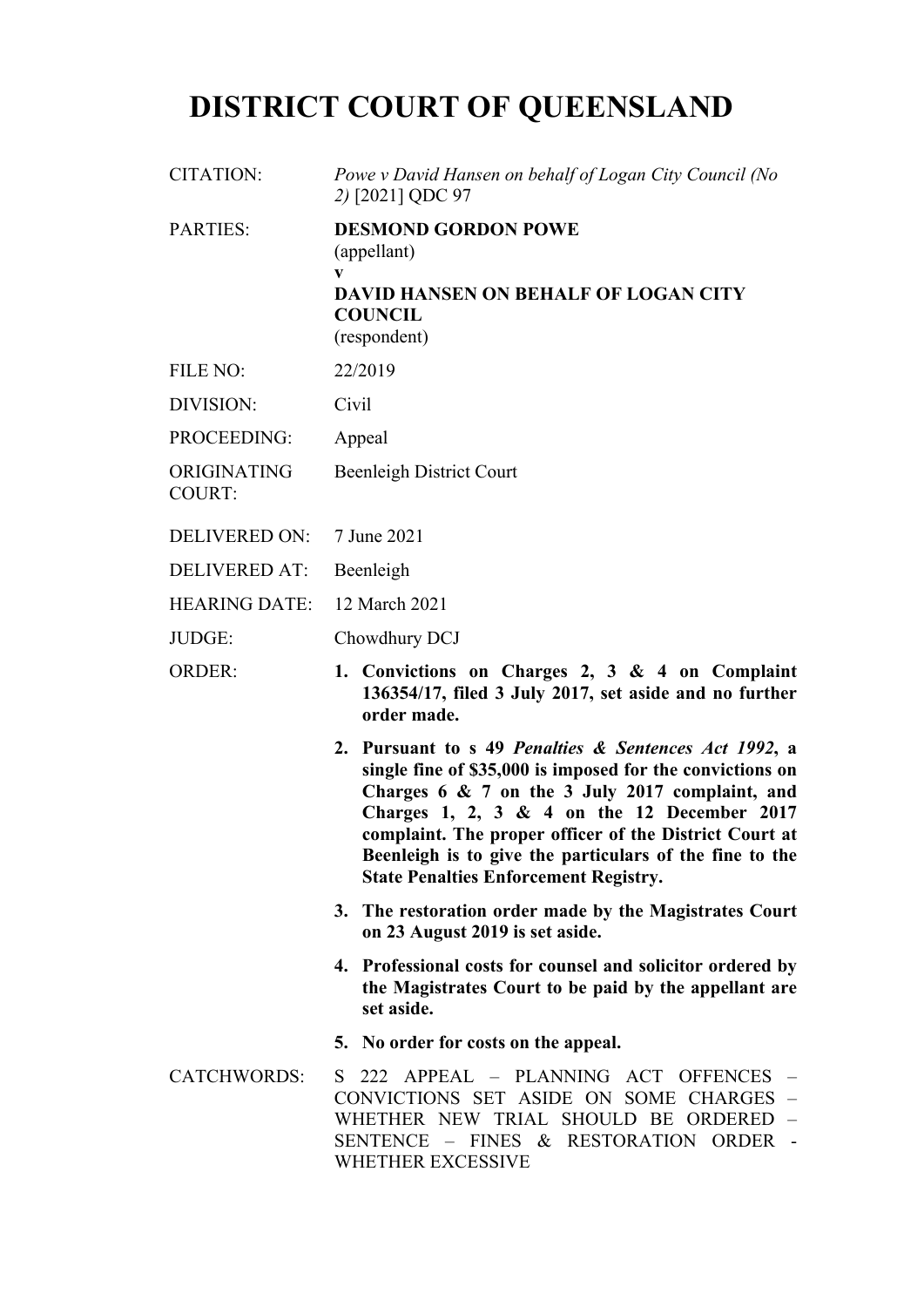# DISTRICT COURT OF QUEENSLAND

| | |
|---|---|
| CITATION: | *Powe v David Hansen on behalf of Logan City Council (No 2)* [2021] QDC 97 |
| PARTIES: | **DESMOND GORDON POWE**<br>(appellant)<br>**v**<br>**DAVID HANSEN ON BEHALF OF LOGAN CITY COUNCIL**<br>(respondent) |
| FILE NO: | 22/2019 |
| DIVISION: | Civil |
| PROCEEDING: | Appeal |
| ORIGINATING COURT: | Beenleigh District Court |
| DELIVERED ON: | 7 June 2021 |
| DELIVERED AT: | Beenleigh |
| HEARING DATE: | 12 March 2021 |
| JUDGE: | Chowdhury DCJ |
| ORDER: | **1. Convictions on Charges 2, 3 & 4 on Complaint 136354/17, filed 3 July 2017, set aside and no further order made.**<br>**2. Pursuant to s 49 *Penalties & Sentences Act 1992*, a single fine of $35,000 is imposed for the convictions on Charges 6 & 7 on the 3 July 2017 complaint, and Charges 1, 2, 3 & 4 on the 12 December 2017 complaint. The proper officer of the District Court at Beenleigh is to give the particulars of the fine to the State Penalties Enforcement Registry.**<br>**3. The restoration order made by the Magistrates Court on 23 August 2019 is set aside.**<br>**4. Professional costs for counsel and solicitor ordered by the Magistrates Court to be paid by the appellant are set aside.**<br>**5. No order for costs on the appeal.** |
| CATCHWORDS: | S 222 APPEAL – PLANNING ACT OFFENCES – CONVICTIONS SET ASIDE ON SOME CHARGES – WHETHER NEW TRIAL SHOULD BE ORDERED – SENTENCE – FINES & RESTORATION ORDER - WHETHER EXCESSIVE |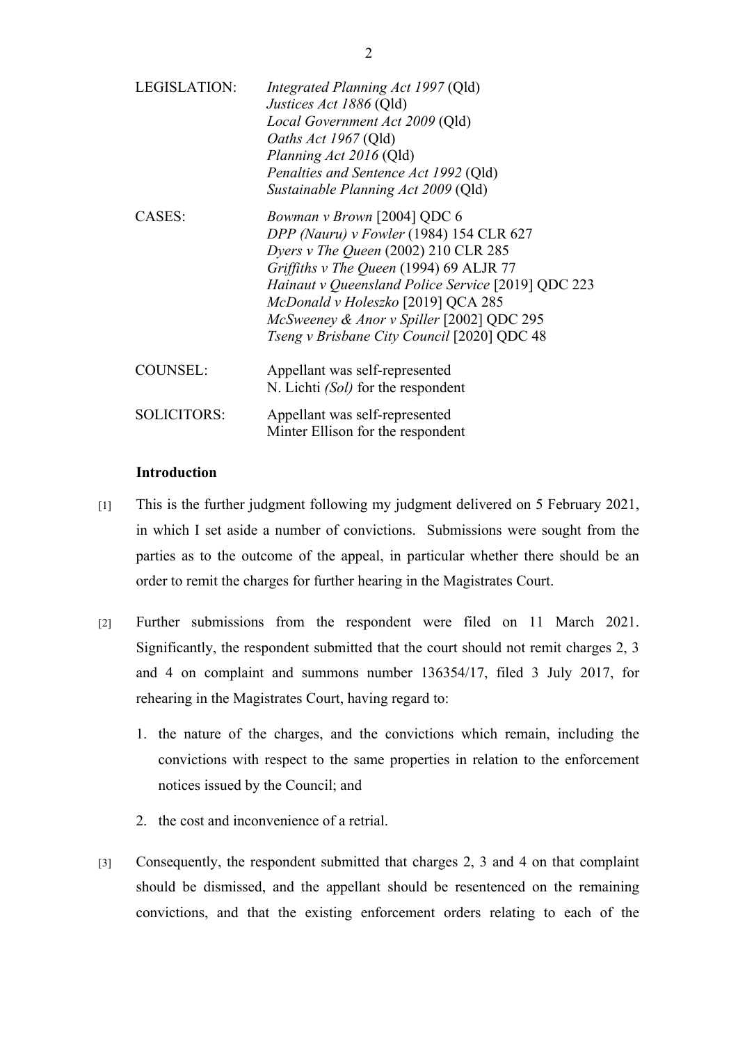| | |
|---|---|
| LEGISLATION: | *Integrated Planning Act 1997* (Qld)<br>*Justices Act 1886* (Qld)<br>*Local Government Act 2009* (Qld)<br>*Oaths Act 1967* (Qld)<br>*Planning Act 2016* (Qld)<br>*Penalties and Sentence Act 1992* (Qld)<br>*Sustainable Planning Act 2009* (Qld) |
| CASES: | *Bowman v Brown* [2004] QDC 6<br>*DPP (Nauru) v Fowler* (1984) 154 CLR 627<br>*Dyers v The Queen* (2002) 210 CLR 285<br>*Griffiths v The Queen* (1994) 69 ALJR 77<br>*Hainaut v Queensland Police Service* [2019] QDC 223<br>*McDonald v Holeszko* [2019] QCA 285<br>*McSweeney & Anor v Spiller* [2002] QDC 295<br>*Tseng v Brisbane City Council* [2020] QDC 48 |
| COUNSEL: | Appellant was self-represented<br>N. Lichti *(Sol)* for the respondent |
| SOLICITORS: | Appellant was self-represented<br>Minter Ellison for the respondent |

## Introduction

[1] This is the further judgment following my judgment delivered on 5 February 2021, in which I set aside a number of convictions. Submissions were sought from the parties as to the outcome of the appeal, in particular whether there should be an order to remit the charges for further hearing in the Magistrates Court.

[2] Further submissions from the respondent were filed on 11 March 2021. Significantly, the respondent submitted that the court should not remit charges 2, 3 and 4 on complaint and summons number 136354/17, filed 3 July 2017, for rehearing in the Magistrates Court, having regard to:

1. the nature of the charges, and the convictions which remain, including the convictions with respect to the same properties in relation to the enforcement notices issued by the Council; and
2. the cost and inconvenience of a retrial.

[3] Consequently, the respondent submitted that charges 2, 3 and 4 on that complaint should be dismissed, and the appellant should be resentenced on the remaining convictions, and that the existing enforcement orders relating to each of the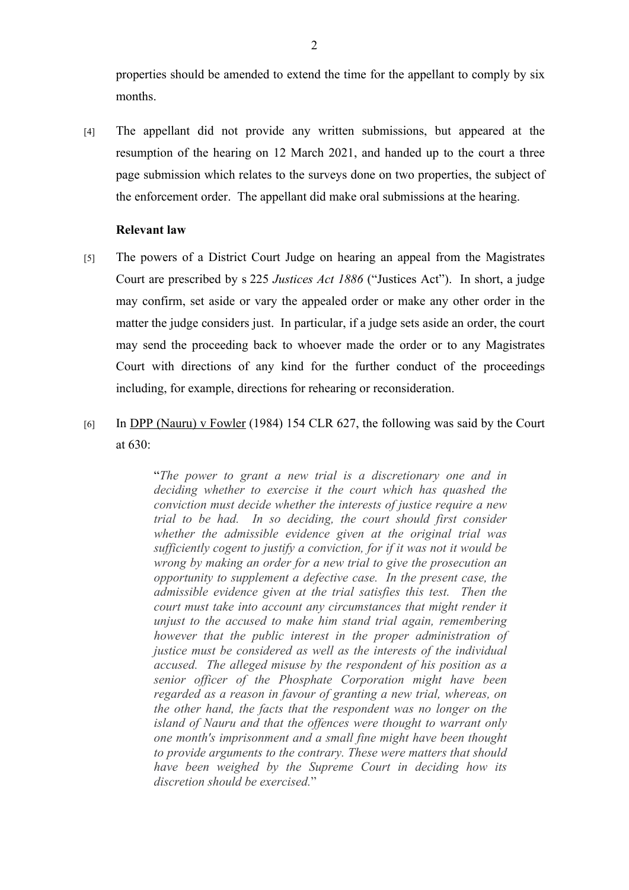properties should be amended to extend the time for the appellant to comply by six months.

[4] The appellant did not provide any written submissions, but appeared at the resumption of the hearing on 12 March 2021, and handed up to the court a three page submission which relates to the surveys done on two properties, the subject of the enforcement order. The appellant did make oral submissions at the hearing.

**Relevant law**

[5] The powers of a District Court Judge on hearing an appeal from the Magistrates Court are prescribed by s 225 *Justices Act 1886* ("Justices Act"). In short, a judge may confirm, set aside or vary the appealed order or make any other order in the matter the judge considers just. In particular, if a judge sets aside an order, the court may send the proceeding back to whoever made the order or to any Magistrates Court with directions of any kind for the further conduct of the proceedings including, for example, directions for rehearing or reconsideration.

[6] In DPP (Nauru) v Fowler (1984) 154 CLR 627, the following was said by the Court at 630:

> "*The power to grant a new trial is a discretionary one and in deciding whether to exercise it the court which has quashed the conviction must decide whether the interests of justice require a new trial to be had. In so deciding, the court should first consider whether the admissible evidence given at the original trial was sufficiently cogent to justify a conviction, for if it was not it would be wrong by making an order for a new trial to give the prosecution an opportunity to supplement a defective case. In the present case, the admissible evidence given at the trial satisfies this test. Then the court must take into account any circumstances that might render it unjust to the accused to make him stand trial again, remembering however that the public interest in the proper administration of justice must be considered as well as the interests of the individual accused. The alleged misuse by the respondent of his position as a senior officer of the Phosphate Corporation might have been regarded as a reason in favour of granting a new trial, whereas, on the other hand, the facts that the respondent was no longer on the island of Nauru and that the offences were thought to warrant only one month's imprisonment and a small fine might have been thought to provide arguments to the contrary. These were matters that should have been weighed by the Supreme Court in deciding how its discretion should be exercised.*"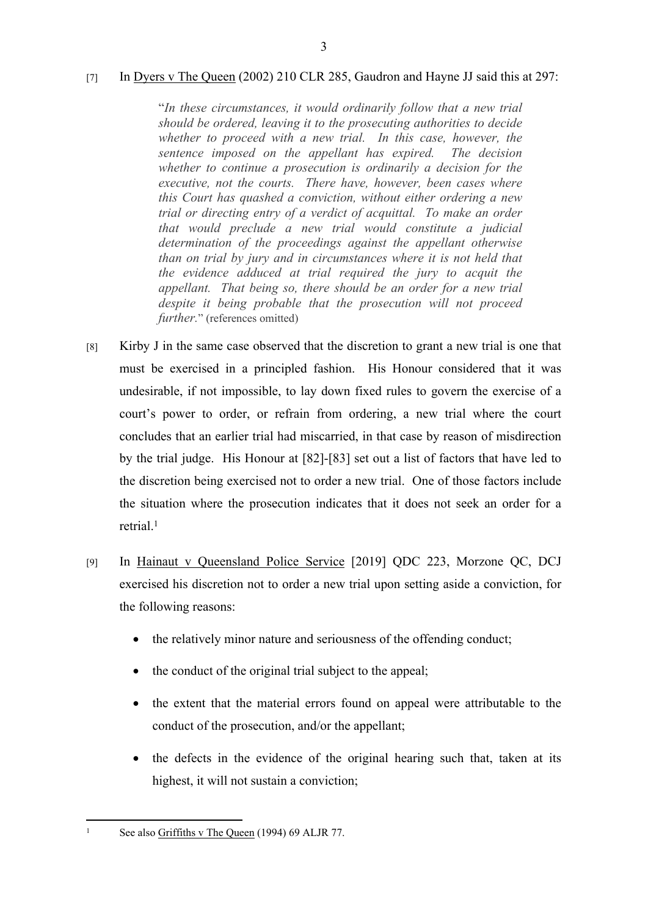[7] In Dyers v The Queen (2002) 210 CLR 285, Gaudron and Hayne JJ said this at 297:

> "*In these circumstances, it would ordinarily follow that a new trial should be ordered, leaving it to the prosecuting authorities to decide whether to proceed with a new trial. In this case, however, the sentence imposed on the appellant has expired. The decision whether to continue a prosecution is ordinarily a decision for the executive, not the courts. There have, however, been cases where this Court has quashed a conviction, without either ordering a new trial or directing entry of a verdict of acquittal. To make an order that would preclude a new trial would constitute a judicial determination of the proceedings against the appellant otherwise than on trial by jury and in circumstances where it is not held that the evidence adduced at trial required the jury to acquit the appellant. That being so, there should be an order for a new trial despite it being probable that the prosecution will not proceed further.*" (references omitted)

[8] Kirby J in the same case observed that the discretion to grant a new trial is one that must be exercised in a principled fashion. His Honour considered that it was undesirable, if not impossible, to lay down fixed rules to govern the exercise of a court's power to order, or refrain from ordering, a new trial where the court concludes that an earlier trial had miscarried, in that case by reason of misdirection by the trial judge. His Honour at [82]-[83] set out a list of factors that have led to the discretion being exercised not to order a new trial. One of those factors include the situation where the prosecution indicates that it does not seek an order for a retrial.[1]

[9] In Hainaut v Queensland Police Service [2019] QDC 223, Morzone QC, DCJ exercised his discretion not to order a new trial upon setting aside a conviction, for the following reasons:

- the relatively minor nature and seriousness of the offending conduct;
- the conduct of the original trial subject to the appeal;
- the extent that the material errors found on appeal were attributable to the conduct of the prosecution, and/or the appellant;
- the defects in the evidence of the original hearing such that, taken at its highest, it will not sustain a conviction;

---

[1] See also Griffiths v The Queen (1994) 69 ALJR 77.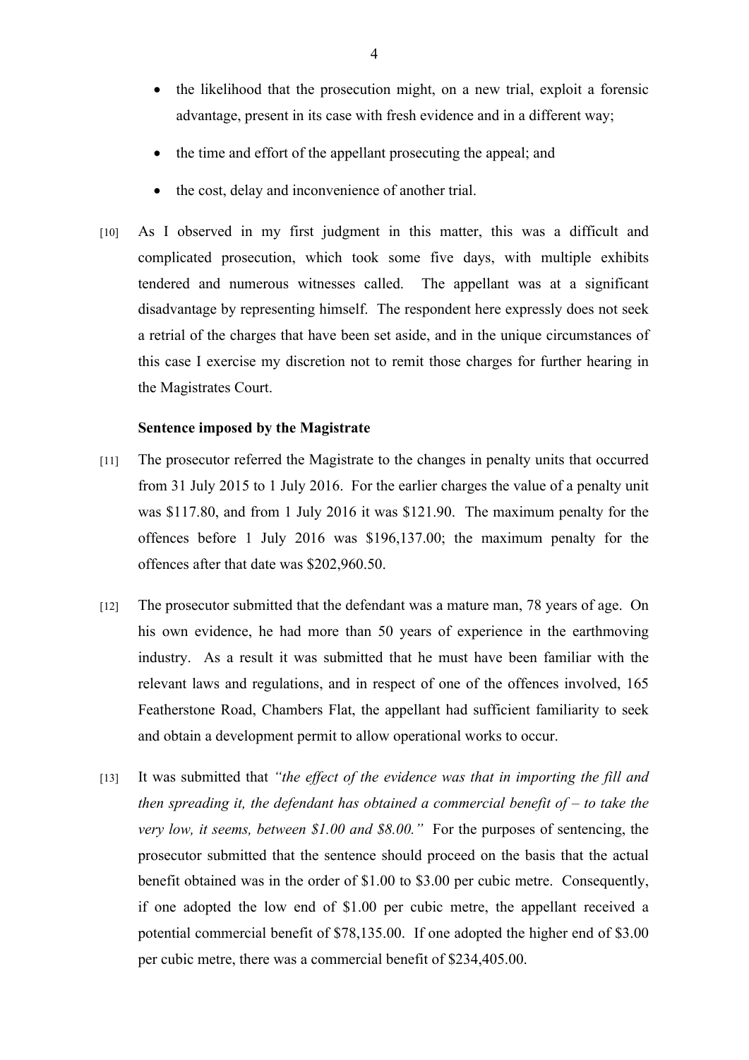- the likelihood that the prosecution might, on a new trial, exploit a forensic advantage, present in its case with fresh evidence and in a different way;
- the time and effort of the appellant prosecuting the appeal; and
- the cost, delay and inconvenience of another trial.

[10] As I observed in my first judgment in this matter, this was a difficult and complicated prosecution, which took some five days, with multiple exhibits tendered and numerous witnesses called. The appellant was at a significant disadvantage by representing himself. The respondent here expressly does not seek a retrial of the charges that have been set aside, and in the unique circumstances of this case I exercise my discretion not to remit those charges for further hearing in the Magistrates Court.

**Sentence imposed by the Magistrate**

[11] The prosecutor referred the Magistrate to the changes in penalty units that occurred from 31 July 2015 to 1 July 2016. For the earlier charges the value of a penalty unit was $117.80, and from 1 July 2016 it was $121.90. The maximum penalty for the offences before 1 July 2016 was $196,137.00; the maximum penalty for the offences after that date was $202,960.50.

[12] The prosecutor submitted that the defendant was a mature man, 78 years of age. On his own evidence, he had more than 50 years of experience in the earthmoving industry. As a result it was submitted that he must have been familiar with the relevant laws and regulations, and in respect of one of the offences involved, 165 Featherstone Road, Chambers Flat, the appellant had sufficient familiarity to seek and obtain a development permit to allow operational works to occur.

[13] It was submitted that *"the effect of the evidence was that in importing the fill and then spreading it, the defendant has obtained a commercial benefit of – to take the very low, it seems, between $1.00 and $8.00."* For the purposes of sentencing, the prosecutor submitted that the sentence should proceed on the basis that the actual benefit obtained was in the order of $1.00 to $3.00 per cubic metre. Consequently, if one adopted the low end of $1.00 per cubic metre, the appellant received a potential commercial benefit of $78,135.00. If one adopted the higher end of $3.00 per cubic metre, there was a commercial benefit of $234,405.00.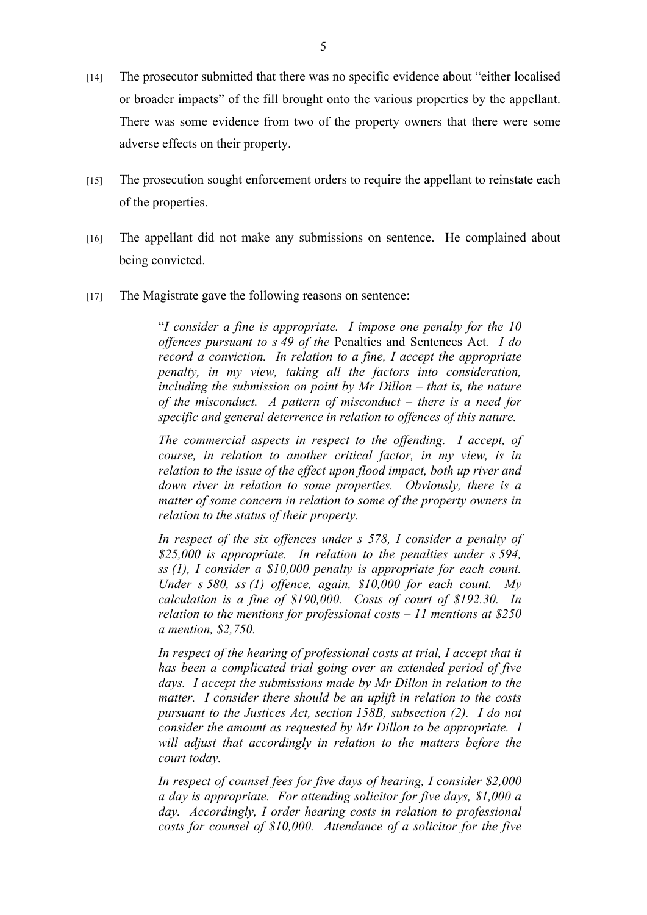[14] The prosecutor submitted that there was no specific evidence about "either localised or broader impacts" of the fill brought onto the various properties by the appellant. There was some evidence from two of the property owners that there were some adverse effects on their property.

[15] The prosecution sought enforcement orders to require the appellant to reinstate each of the properties.

[16] The appellant did not make any submissions on sentence. He complained about being convicted.

[17] The Magistrate gave the following reasons on sentence:

> "*I consider a fine is appropriate. I impose one penalty for the 10 offences pursuant to s 49 of the* Penalties and Sentences Act*. I do record a conviction. In relation to a fine, I accept the appropriate penalty, in my view, taking all the factors into consideration, including the submission on point by Mr Dillon – that is, the nature of the misconduct. A pattern of misconduct – there is a need for specific and general deterrence in relation to offences of this nature.*
>
> *The commercial aspects in respect to the offending. I accept, of course, in relation to another critical factor, in my view, is in relation to the issue of the effect upon flood impact, both up river and down river in relation to some properties. Obviously, there is a matter of some concern in relation to some of the property owners in relation to the status of their property.*
>
> *In respect of the six offences under s 578, I consider a penalty of $25,000 is appropriate. In relation to the penalties under s 594, ss (1), I consider a $10,000 penalty is appropriate for each count. Under s 580, ss (1) offence, again, $10,000 for each count. My calculation is a fine of $190,000. Costs of court of $192.30. In relation to the mentions for professional costs – 11 mentions at $250 a mention, $2,750.*
>
> *In respect of the hearing of professional costs at trial, I accept that it has been a complicated trial going over an extended period of five days. I accept the submissions made by Mr Dillon in relation to the matter. I consider there should be an uplift in relation to the costs pursuant to the Justices Act, section 158B, subsection (2). I do not consider the amount as requested by Mr Dillon to be appropriate. I will adjust that accordingly in relation to the matters before the court today.*
>
> *In respect of counsel fees for five days of hearing, I consider $2,000 a day is appropriate. For attending solicitor for five days, $1,000 a day. Accordingly, I order hearing costs in relation to professional costs for counsel of $10,000. Attendance of a solicitor for the five*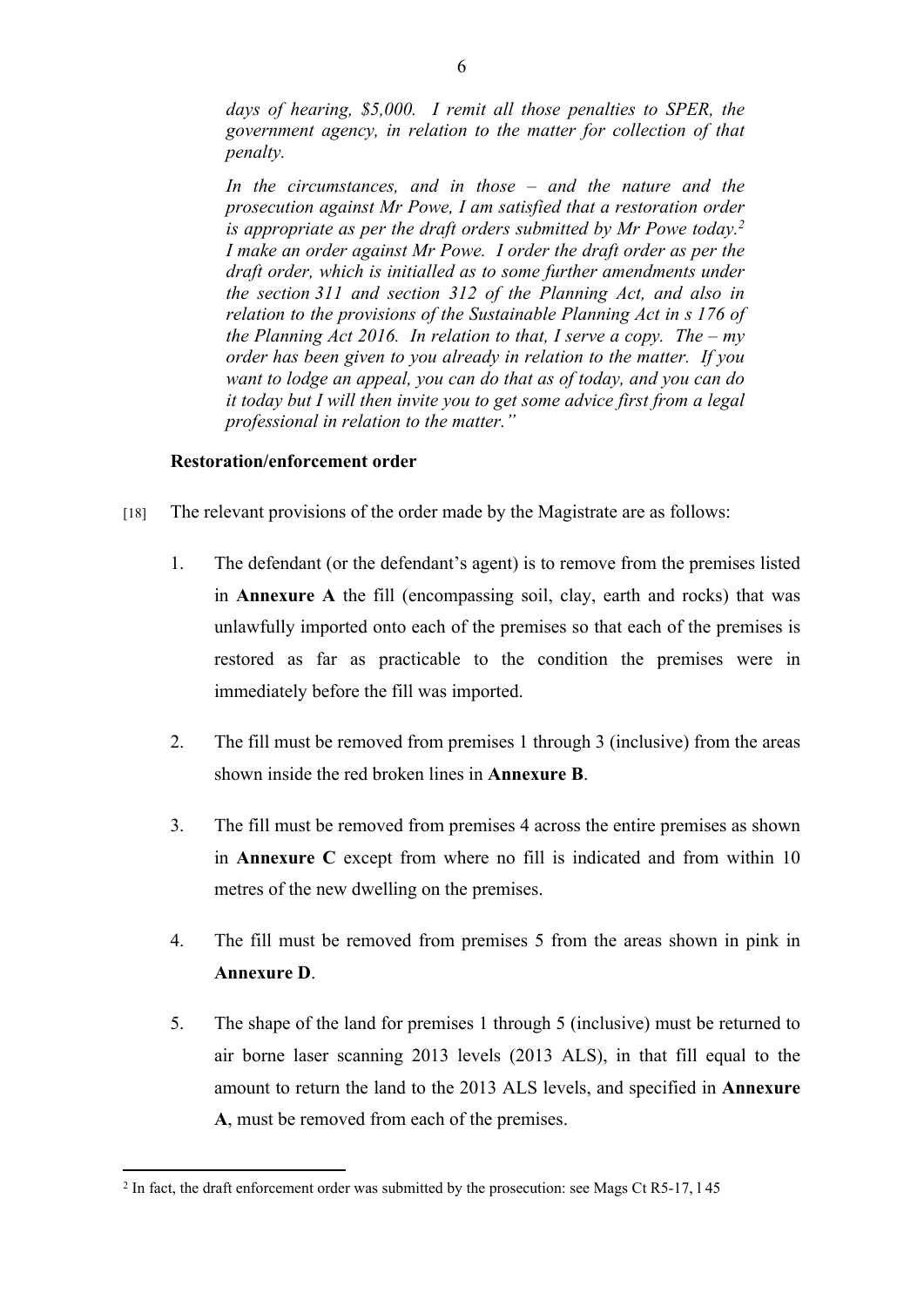*days of hearing, $5,000. I remit all those penalties to SPER, the government agency, in relation to the matter for collection of that penalty.*

*In the circumstances, and in those – and the nature and the prosecution against Mr Powe, I am satisfied that a restoration order is appropriate as per the draft orders submitted by Mr Powe today.*[2] *I make an order against Mr Powe. I order the draft order as per the draft order, which is initialled as to some further amendments under the section 311 and section 312 of the Planning Act, and also in relation to the provisions of the Sustainable Planning Act in s 176 of the Planning Act 2016. In relation to that, I serve a copy. The – my order has been given to you already in relation to the matter. If you want to lodge an appeal, you can do that as of today, and you can do it today but I will then invite you to get some advice first from a legal professional in relation to the matter."*

**Restoration/enforcement order**

[18] The relevant provisions of the order made by the Magistrate are as follows:

1. The defendant (or the defendant's agent) is to remove from the premises listed in **Annexure A** the fill (encompassing soil, clay, earth and rocks) that was unlawfully imported onto each of the premises so that each of the premises is restored as far as practicable to the condition the premises were in immediately before the fill was imported.

2. The fill must be removed from premises 1 through 3 (inclusive) from the areas shown inside the red broken lines in **Annexure B**.

3. The fill must be removed from premises 4 across the entire premises as shown in **Annexure C** except from where no fill is indicated and from within 10 metres of the new dwelling on the premises.

4. The fill must be removed from premises 5 from the areas shown in pink in **Annexure D**.

5. The shape of the land for premises 1 through 5 (inclusive) must be returned to air borne laser scanning 2013 levels (2013 ALS), in that fill equal to the amount to return the land to the 2013 ALS levels, and specified in **Annexure A**, must be removed from each of the premises.

---

[2] In fact, the draft enforcement order was submitted by the prosecution: see Mags Ct R5-17, l 45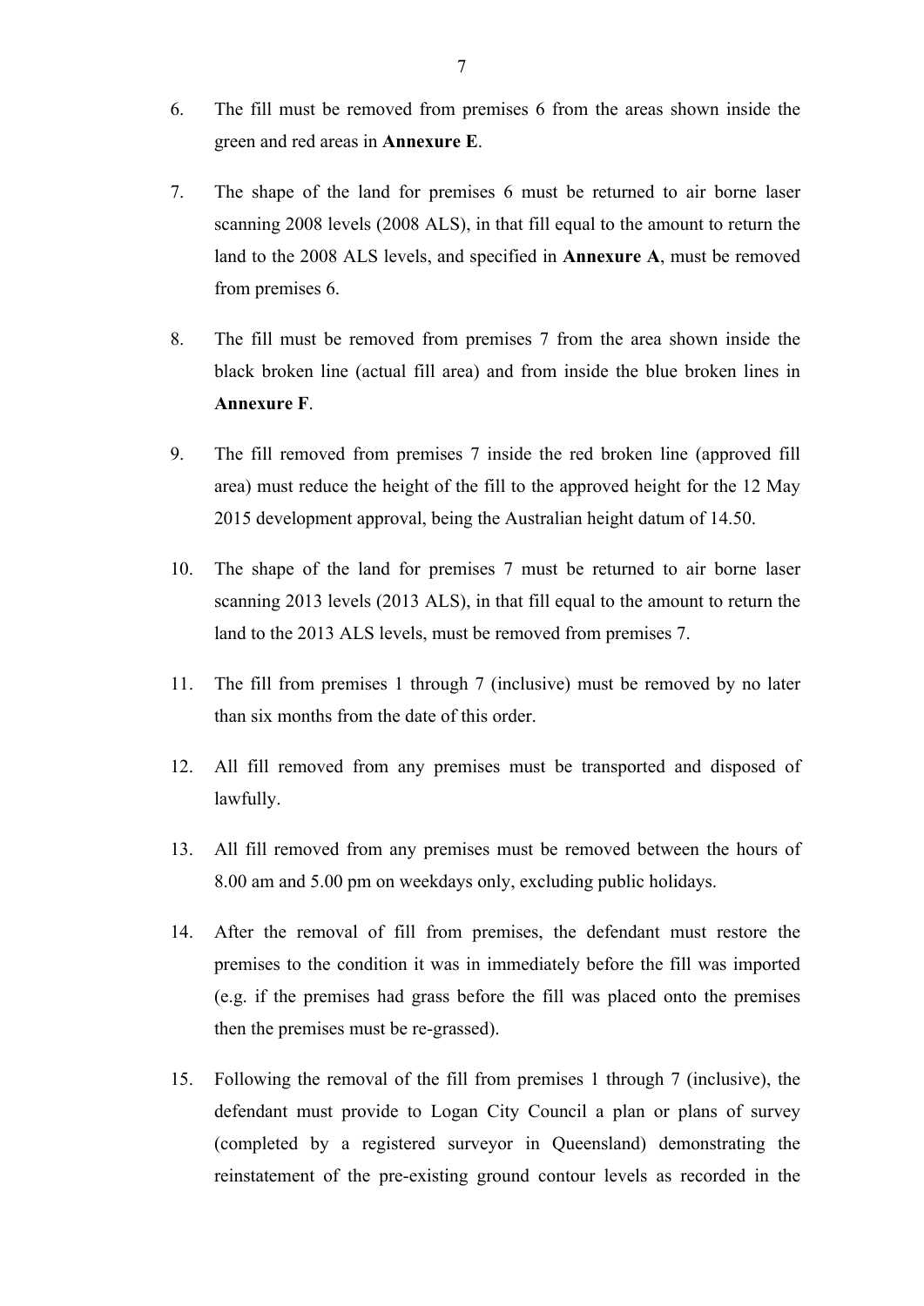6. The fill must be removed from premises 6 from the areas shown inside the green and red areas in **Annexure E**.

7. The shape of the land for premises 6 must be returned to air borne laser scanning 2008 levels (2008 ALS), in that fill equal to the amount to return the land to the 2008 ALS levels, and specified in **Annexure A**, must be removed from premises 6.

8. The fill must be removed from premises 7 from the area shown inside the black broken line (actual fill area) and from inside the blue broken lines in **Annexure F**.

9. The fill removed from premises 7 inside the red broken line (approved fill area) must reduce the height of the fill to the approved height for the 12 May 2015 development approval, being the Australian height datum of 14.50.

10. The shape of the land for premises 7 must be returned to air borne laser scanning 2013 levels (2013 ALS), in that fill equal to the amount to return the land to the 2013 ALS levels, must be removed from premises 7.

11. The fill from premises 1 through 7 (inclusive) must be removed by no later than six months from the date of this order.

12. All fill removed from any premises must be transported and disposed of lawfully.

13. All fill removed from any premises must be removed between the hours of 8.00 am and 5.00 pm on weekdays only, excluding public holidays.

14. After the removal of fill from premises, the defendant must restore the premises to the condition it was in immediately before the fill was imported (e.g. if the premises had grass before the fill was placed onto the premises then the premises must be re-grassed).

15. Following the removal of the fill from premises 1 through 7 (inclusive), the defendant must provide to Logan City Council a plan or plans of survey (completed by a registered surveyor in Queensland) demonstrating the reinstatement of the pre-existing ground contour levels as recorded in the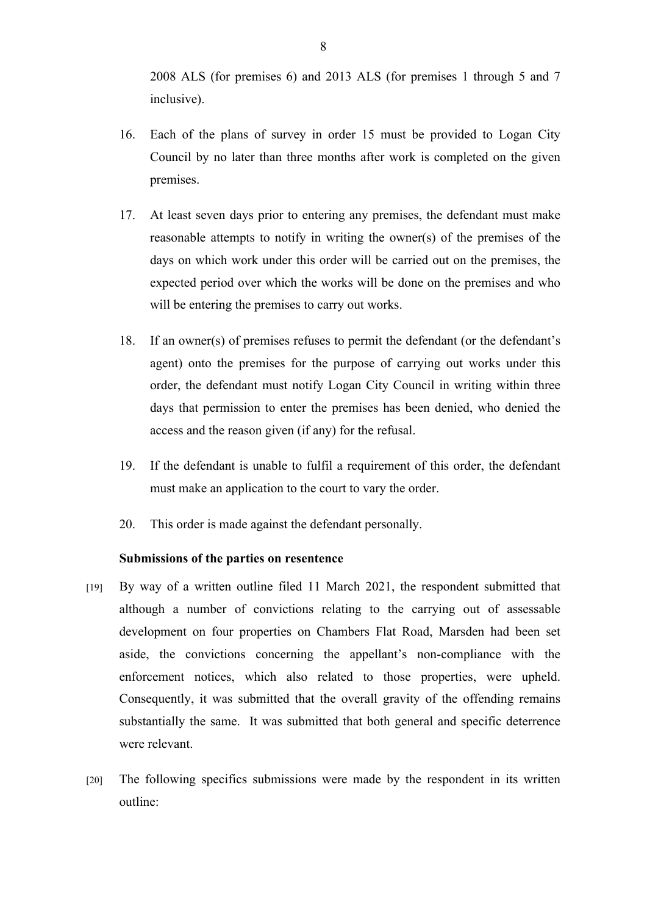2008 ALS (for premises 6) and 2013 ALS (for premises 1 through 5 and 7 inclusive).

16. Each of the plans of survey in order 15 must be provided to Logan City Council by no later than three months after work is completed on the given premises.

17. At least seven days prior to entering any premises, the defendant must make reasonable attempts to notify in writing the owner(s) of the premises of the days on which work under this order will be carried out on the premises, the expected period over which the works will be done on the premises and who will be entering the premises to carry out works.

18. If an owner(s) of premises refuses to permit the defendant (or the defendant's agent) onto the premises for the purpose of carrying out works under this order, the defendant must notify Logan City Council in writing within three days that permission to enter the premises has been denied, who denied the access and the reason given (if any) for the refusal.

19. If the defendant is unable to fulfil a requirement of this order, the defendant must make an application to the court to vary the order.

20. This order is made against the defendant personally.

**Submissions of the parties on resentence**

[19] By way of a written outline filed 11 March 2021, the respondent submitted that although a number of convictions relating to the carrying out of assessable development on four properties on Chambers Flat Road, Marsden had been set aside, the convictions concerning the appellant's non-compliance with the enforcement notices, which also related to those properties, were upheld. Consequently, it was submitted that the overall gravity of the offending remains substantially the same. It was submitted that both general and specific deterrence were relevant.

[20] The following specifics submissions were made by the respondent in its written outline: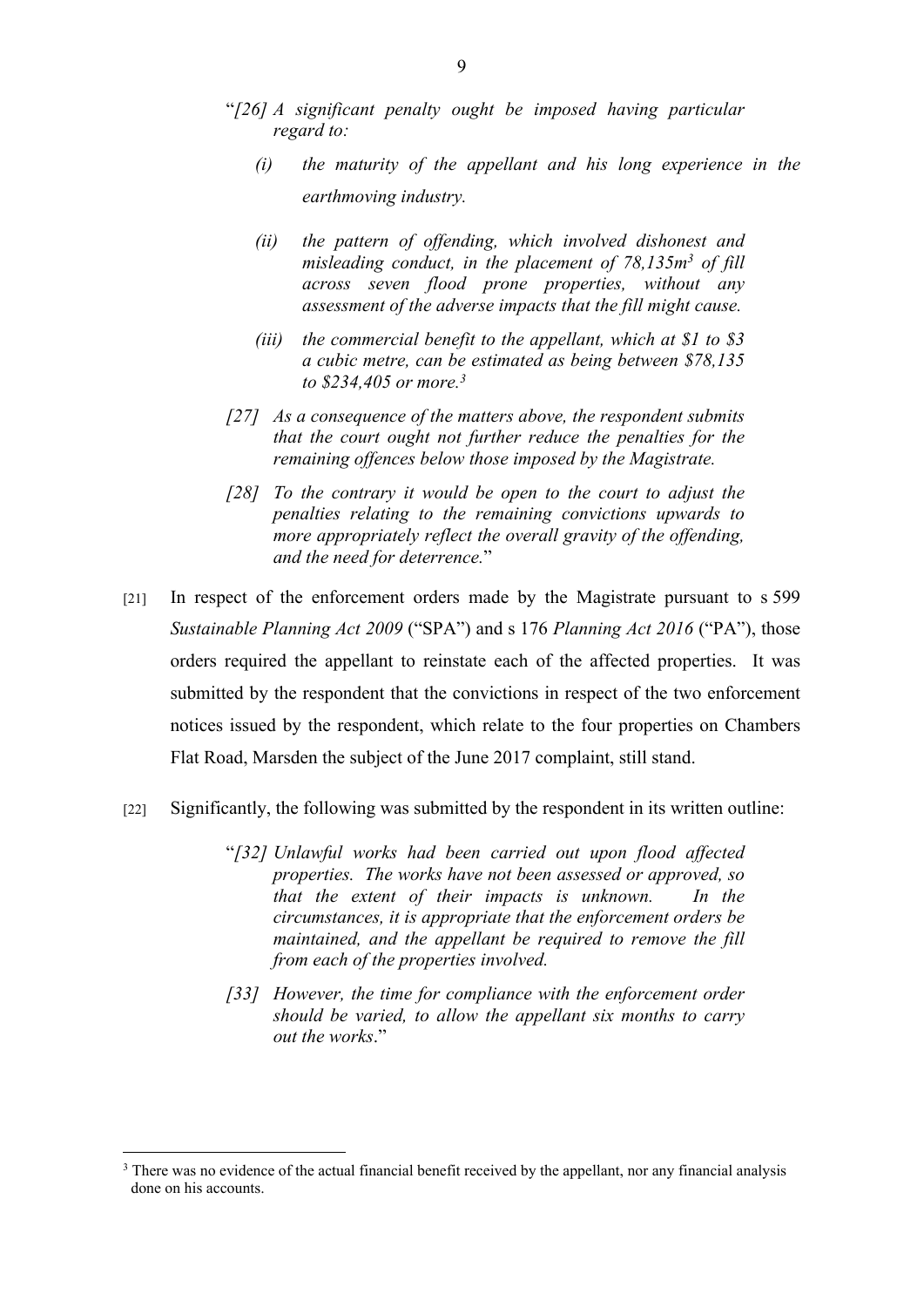"*[26] A significant penalty ought be imposed having particular regard to:*

> *(i) the maturity of the appellant and his long experience in the earthmoving industry.*
>
> *(ii) the pattern of offending, which involved dishonest and misleading conduct, in the placement of 78,135m[3] of fill across seven flood prone properties, without any assessment of the adverse impacts that the fill might cause.*
>
> *(iii) the commercial benefit to the appellant, which at $1 to $3 a cubic metre, can be estimated as being between $78,135 to $234,405 or more.*[3]

*[27] As a consequence of the matters above, the respondent submits that the court ought not further reduce the penalties for the remaining offences below those imposed by the Magistrate.*

*[28] To the contrary it would be open to the court to adjust the penalties relating to the remaining convictions upwards to more appropriately reflect the overall gravity of the offending, and the need for deterrence.*"

[21] In respect of the enforcement orders made by the Magistrate pursuant to s 599 *Sustainable Planning Act 2009* ("SPA") and s 176 *Planning Act 2016* ("PA"), those orders required the appellant to reinstate each of the affected properties. It was submitted by the respondent that the convictions in respect of the two enforcement notices issued by the respondent, which relate to the four properties on Chambers Flat Road, Marsden the subject of the June 2017 complaint, still stand.

[22] Significantly, the following was submitted by the respondent in its written outline:

"*[32] Unlawful works had been carried out upon flood affected properties. The works have not been assessed or approved, so that the extent of their impacts is unknown. In the circumstances, it is appropriate that the enforcement orders be maintained, and the appellant be required to remove the fill from each of the properties involved.*

*[33] However, the time for compliance with the enforcement order should be varied, to allow the appellant six months to carry out the works*."

---

[3] There was no evidence of the actual financial benefit received by the appellant, nor any financial analysis done on his accounts.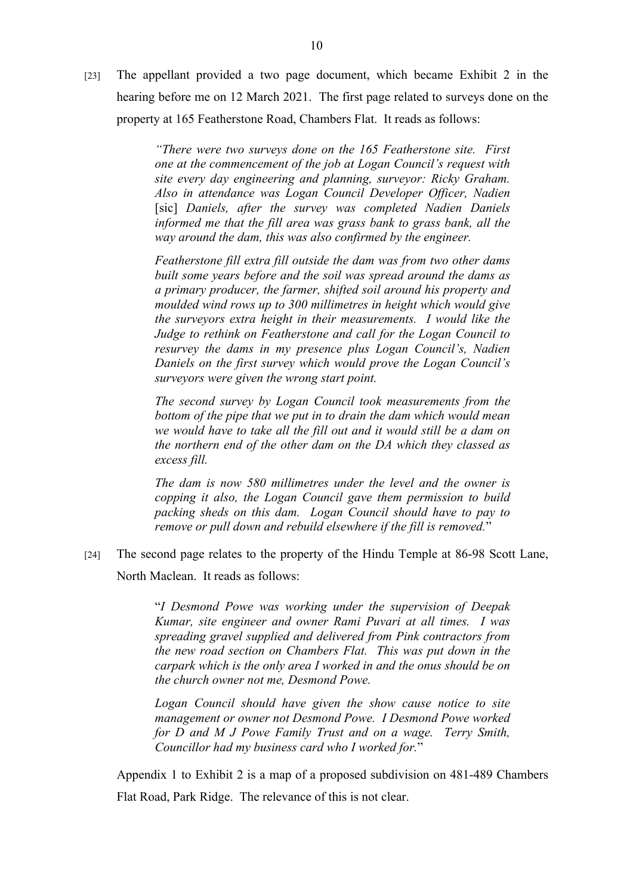[23] The appellant provided a two page document, which became Exhibit 2 in the hearing before me on 12 March 2021. The first page related to surveys done on the property at 165 Featherstone Road, Chambers Flat. It reads as follows:

> *"There were two surveys done on the 165 Featherstone site. First one at the commencement of the job at Logan Council's request with site every day engineering and planning, surveyor: Ricky Graham. Also in attendance was Logan Council Developer Officer, Nadien* [sic] *Daniels, after the survey was completed Nadien Daniels informed me that the fill area was grass bank to grass bank, all the way around the dam, this was also confirmed by the engineer.*
>
> *Featherstone fill extra fill outside the dam was from two other dams built some years before and the soil was spread around the dams as a primary producer, the farmer, shifted soil around his property and moulded wind rows up to 300 millimetres in height which would give the surveyors extra height in their measurements. I would like the Judge to rethink on Featherstone and call for the Logan Council to resurvey the dams in my presence plus Logan Council's, Nadien Daniels on the first survey which would prove the Logan Council's surveyors were given the wrong start point.*
>
> *The second survey by Logan Council took measurements from the bottom of the pipe that we put in to drain the dam which would mean we would have to take all the fill out and it would still be a dam on the northern end of the other dam on the DA which they classed as excess fill.*
>
> *The dam is now 580 millimetres under the level and the owner is copping it also, the Logan Council gave them permission to build packing sheds on this dam. Logan Council should have to pay to remove or pull down and rebuild elsewhere if the fill is removed.*"

[24] The second page relates to the property of the Hindu Temple at 86-98 Scott Lane, North Maclean. It reads as follows:

> "*I Desmond Powe was working under the supervision of Deepak Kumar, site engineer and owner Rami Puvari at all times. I was spreading gravel supplied and delivered from Pink contractors from the new road section on Chambers Flat. This was put down in the carpark which is the only area I worked in and the onus should be on the church owner not me, Desmond Powe.*
>
> *Logan Council should have given the show cause notice to site management or owner not Desmond Powe. I Desmond Powe worked for D and M J Powe Family Trust and on a wage. Terry Smith, Councillor had my business card who I worked for.*"

Appendix 1 to Exhibit 2 is a map of a proposed subdivision on 481-489 Chambers Flat Road, Park Ridge. The relevance of this is not clear.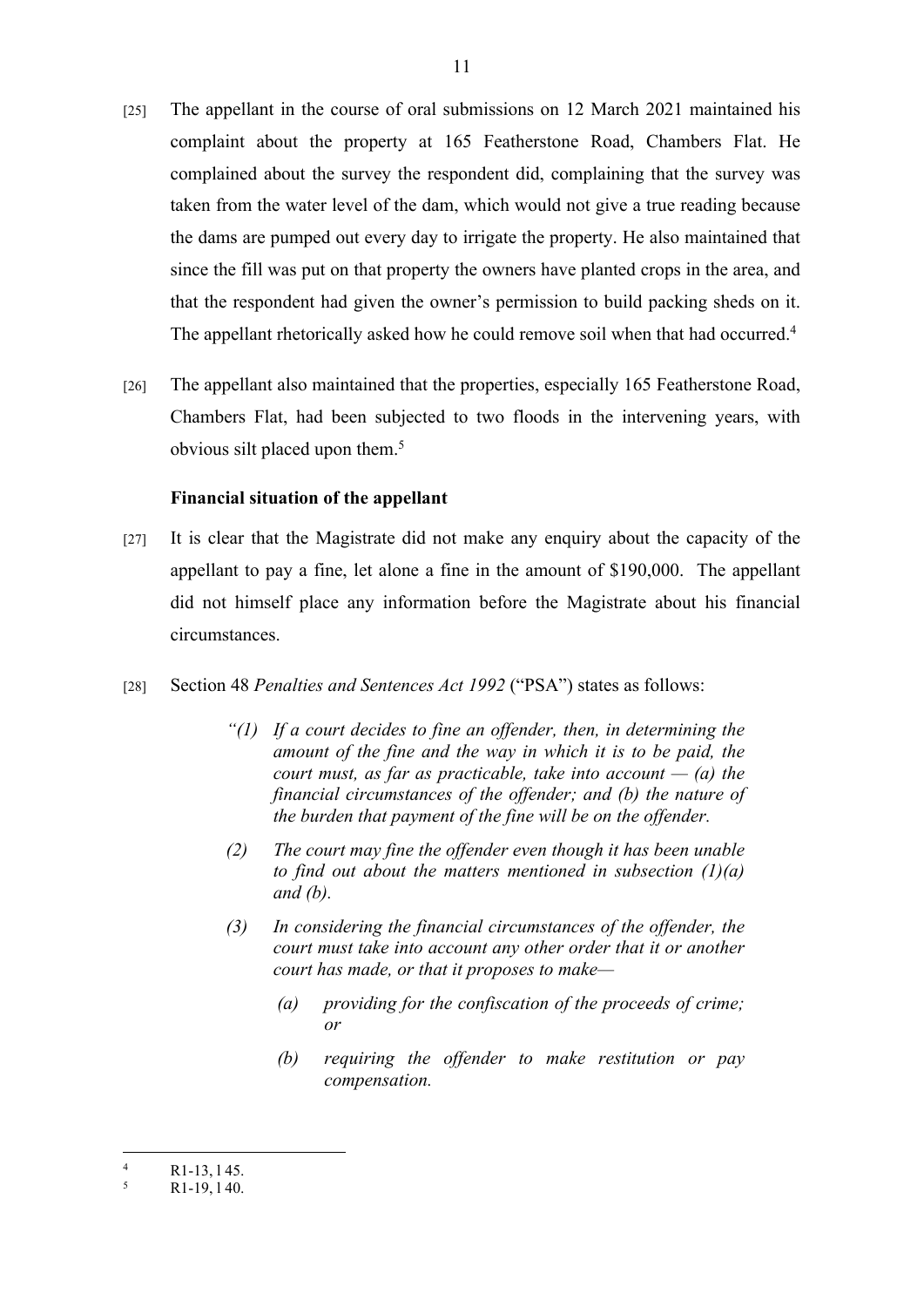[25] The appellant in the course of oral submissions on 12 March 2021 maintained his complaint about the property at 165 Featherstone Road, Chambers Flat. He complained about the survey the respondent did, complaining that the survey was taken from the water level of the dam, which would not give a true reading because the dams are pumped out every day to irrigate the property. He also maintained that since the fill was put on that property the owners have planted crops in the area, and that the respondent had given the owner's permission to build packing sheds on it. The appellant rhetorically asked how he could remove soil when that had occurred.[4]

[26] The appellant also maintained that the properties, especially 165 Featherstone Road, Chambers Flat, had been subjected to two floods in the intervening years, with obvious silt placed upon them.[5]

**Financial situation of the appellant**

[27] It is clear that the Magistrate did not make any enquiry about the capacity of the appellant to pay a fine, let alone a fine in the amount of $190,000. The appellant did not himself place any information before the Magistrate about his financial circumstances.

[28] Section 48 *Penalties and Sentences Act 1992* ("PSA") states as follows:

> *"(1) If a court decides to fine an offender, then, in determining the amount of the fine and the way in which it is to be paid, the court must, as far as practicable, take into account — (a) the financial circumstances of the offender; and (b) the nature of the burden that payment of the fine will be on the offender.*
>
> *(2) The court may fine the offender even though it has been unable to find out about the matters mentioned in subsection (1)(a) and (b).*
>
> *(3) In considering the financial circumstances of the offender, the court must take into account any other order that it or another court has made, or that it proposes to make—*
>
> > *(a) providing for the confiscation of the proceeds of crime; or*
> >
> > *(b) requiring the offender to make restitution or pay compensation.*

---

[4] R1-13, l 45.

[5] R1-19, l 40.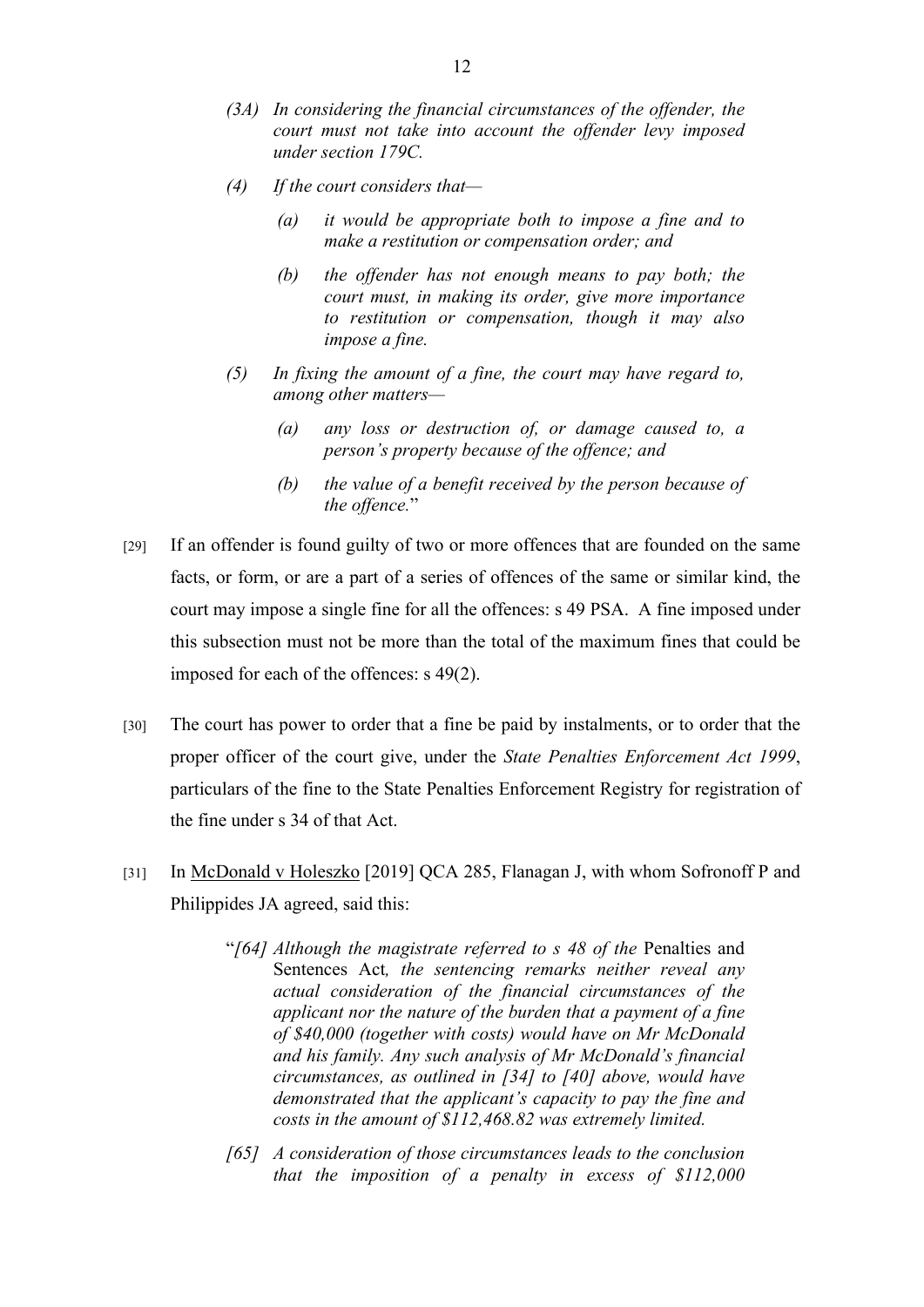> *(3A) In considering the financial circumstances of the offender, the court must not take into account the offender levy imposed under section 179C.*
>
> *(4) If the court considers that—*
>
> > *(a) it would be appropriate both to impose a fine and to make a restitution or compensation order; and*
> >
> > *(b) the offender has not enough means to pay both; the court must, in making its order, give more importance to restitution or compensation, though it may also impose a fine.*
>
> *(5) In fixing the amount of a fine, the court may have regard to, among other matters—*
>
> > *(a) any loss or destruction of, or damage caused to, a person's property because of the offence; and*
> >
> > *(b) the value of a benefit received by the person because of the offence.*"

[29] If an offender is found guilty of two or more offences that are founded on the same facts, or form, or are a part of a series of offences of the same or similar kind, the court may impose a single fine for all the offences: s 49 PSA. A fine imposed under this subsection must not be more than the total of the maximum fines that could be imposed for each of the offences: s 49(2).

[30] The court has power to order that a fine be paid by instalments, or to order that the proper officer of the court give, under the *State Penalties Enforcement Act 1999*, particulars of the fine to the State Penalties Enforcement Registry for registration of the fine under s 34 of that Act.

[31] In McDonald v Holeszko [2019] QCA 285, Flanagan J, with whom Sofronoff P and Philippides JA agreed, said this:

> "*[64] Although the magistrate referred to s 48 of the* Penalties and Sentences Act*, the sentencing remarks neither reveal any actual consideration of the financial circumstances of the applicant nor the nature of the burden that a payment of a fine of $40,000 (together with costs) would have on Mr McDonald and his family. Any such analysis of Mr McDonald's financial circumstances, as outlined in [34] to [40] above, would have demonstrated that the applicant's capacity to pay the fine and costs in the amount of $112,468.82 was extremely limited.*
>
> *[65] A consideration of those circumstances leads to the conclusion that the imposition of a penalty in excess of $112,000*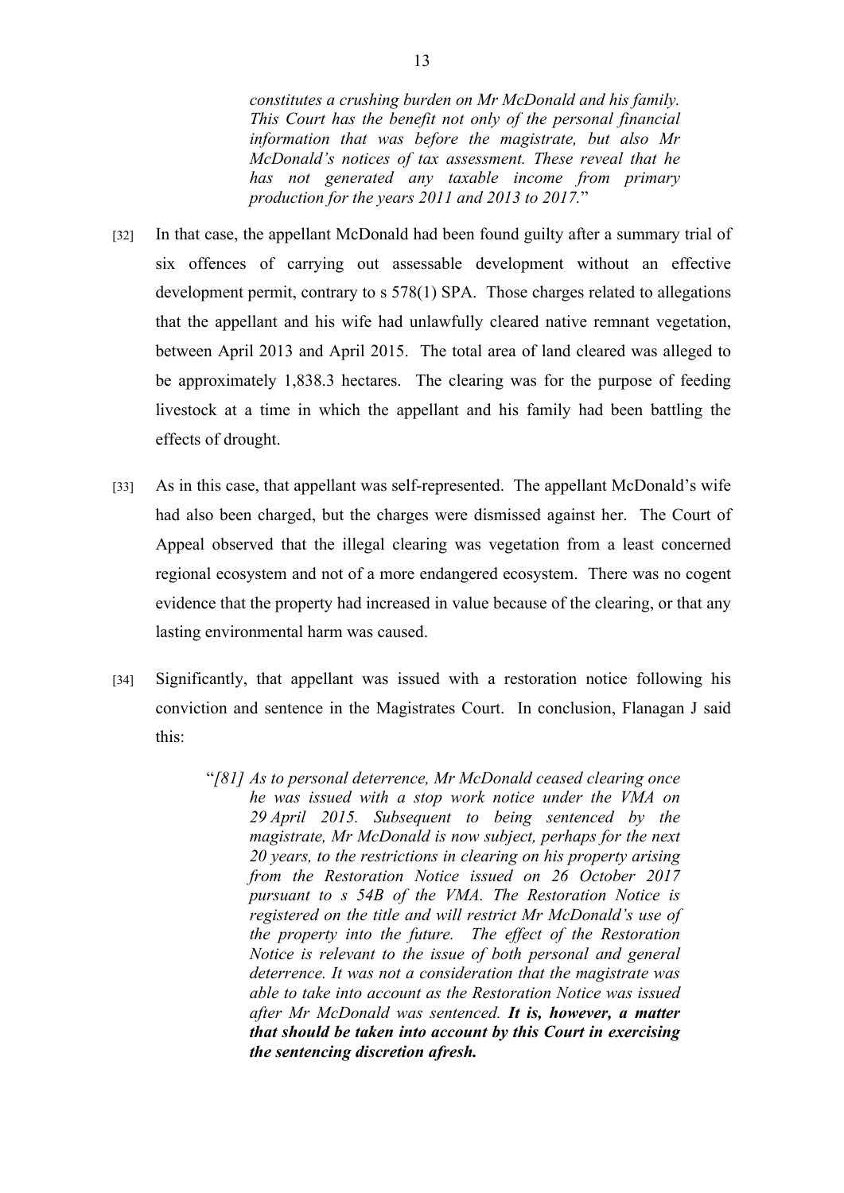*constitutes a crushing burden on Mr McDonald and his family. This Court has the benefit not only of the personal financial information that was before the magistrate, but also Mr McDonald's notices of tax assessment. These reveal that he has not generated any taxable income from primary production for the years 2011 and 2013 to 2017.*"

[32] In that case, the appellant McDonald had been found guilty after a summary trial of six offences of carrying out assessable development without an effective development permit, contrary to s 578(1) SPA. Those charges related to allegations that the appellant and his wife had unlawfully cleared native remnant vegetation, between April 2013 and April 2015. The total area of land cleared was alleged to be approximately 1,838.3 hectares. The clearing was for the purpose of feeding livestock at a time in which the appellant and his family had been battling the effects of drought.

[33] As in this case, that appellant was self-represented. The appellant McDonald's wife had also been charged, but the charges were dismissed against her. The Court of Appeal observed that the illegal clearing was vegetation from a least concerned regional ecosystem and not of a more endangered ecosystem. There was no cogent evidence that the property had increased in value because of the clearing, or that any lasting environmental harm was caused.

[34] Significantly, that appellant was issued with a restoration notice following his conviction and sentence in the Magistrates Court. In conclusion, Flanagan J said this:

> "*[81] As to personal deterrence, Mr McDonald ceased clearing once he was issued with a stop work notice under the VMA on 29 April 2015. Subsequent to being sentenced by the magistrate, Mr McDonald is now subject, perhaps for the next 20 years, to the restrictions in clearing on his property arising from the Restoration Notice issued on 26 October 2017 pursuant to s 54B of the VMA. The Restoration Notice is registered on the title and will restrict Mr McDonald's use of the property into the future. The effect of the Restoration Notice is relevant to the issue of both personal and general deterrence. It was not a consideration that the magistrate was able to take into account as the Restoration Notice was issued after Mr McDonald was sentenced.* ***It is, however, a matter that should be taken into account by this Court in exercising the sentencing discretion afresh.***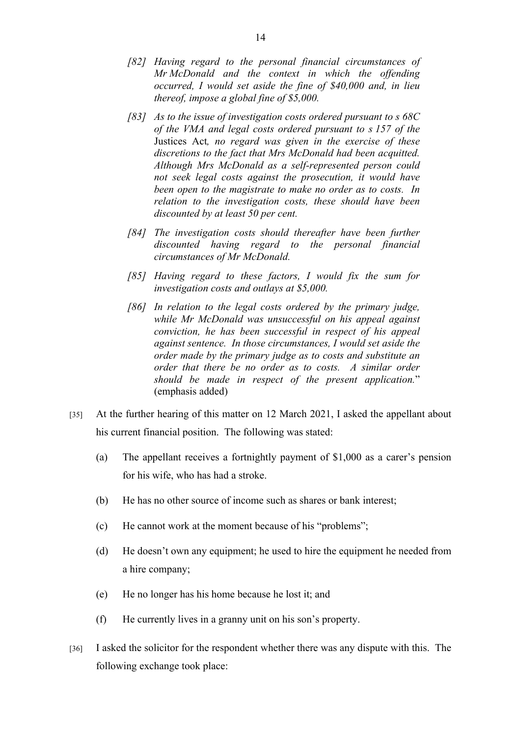*[82] Having regard to the personal financial circumstances of Mr McDonald and the context in which the offending occurred, I would set aside the fine of $40,000 and, in lieu thereof, impose a global fine of $5,000.*

*[83] As to the issue of investigation costs ordered pursuant to s 68C of the VMA and legal costs ordered pursuant to s 157 of the* Justices Act*, no regard was given in the exercise of these discretions to the fact that Mrs McDonald had been acquitted. Although Mrs McDonald as a self-represented person could not seek legal costs against the prosecution, it would have been open to the magistrate to make no order as to costs. In relation to the investigation costs, these should have been discounted by at least 50 per cent.*

*[84] The investigation costs should thereafter have been further discounted having regard to the personal financial circumstances of Mr McDonald.*

*[85] Having regard to these factors, I would fix the sum for investigation costs and outlays at $5,000.*

*[86] In relation to the legal costs ordered by the primary judge, while Mr McDonald was unsuccessful on his appeal against conviction, he has been successful in respect of his appeal against sentence. In those circumstances, I would set aside the order made by the primary judge as to costs and substitute an order that there be no order as to costs. A similar order should be made in respect of the present application.*" (emphasis added)

[35] At the further hearing of this matter on 12 March 2021, I asked the appellant about his current financial position. The following was stated:

(a) The appellant receives a fortnightly payment of $1,000 as a carer's pension for his wife, who has had a stroke.

(b) He has no other source of income such as shares or bank interest;

(c) He cannot work at the moment because of his "problems";

(d) He doesn't own any equipment; he used to hire the equipment he needed from a hire company;

(e) He no longer has his home because he lost it; and

(f) He currently lives in a granny unit on his son's property.

[36] I asked the solicitor for the respondent whether there was any dispute with this. The following exchange took place: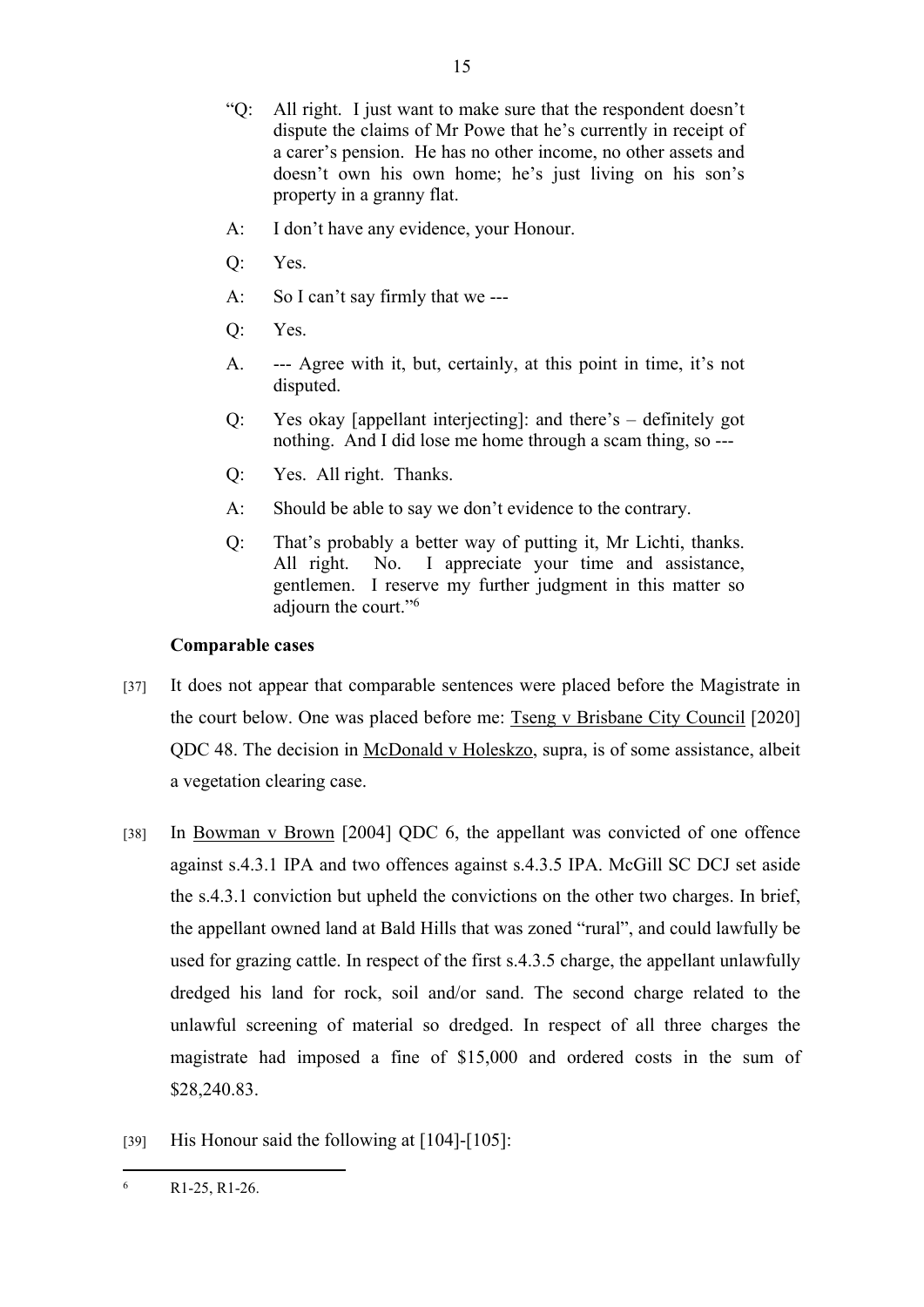"Q: All right. I just want to make sure that the respondent doesn't dispute the claims of Mr Powe that he's currently in receipt of a carer's pension. He has no other income, no other assets and doesn't own his own home; he's just living on his son's property in a granny flat.

A: I don't have any evidence, your Honour.

Q: Yes.

A: So I can't say firmly that we ---

Q: Yes.

A. --- Agree with it, but, certainly, at this point in time, it's not disputed.

Q: Yes okay [appellant interjecting]: and there's – definitely got nothing. And I did lose me home through a scam thing, so ---

Q: Yes. All right. Thanks.

A: Should be able to say we don't evidence to the contrary.

Q: That's probably a better way of putting it, Mr Lichti, thanks. All right. No. I appreciate your time and assistance, gentlemen. I reserve my further judgment in this matter so adjourn the court."[6]

**Comparable cases**

[37] It does not appear that comparable sentences were placed before the Magistrate in the court below. One was placed before me: Tseng v Brisbane City Council [2020] QDC 48. The decision in McDonald v Holeskzo, supra, is of some assistance, albeit a vegetation clearing case.

[38] In Bowman v Brown [2004] QDC 6, the appellant was convicted of one offence against s.4.3.1 IPA and two offences against s.4.3.5 IPA. McGill SC DCJ set aside the s.4.3.1 conviction but upheld the convictions on the other two charges. In brief, the appellant owned land at Bald Hills that was zoned "rural", and could lawfully be used for grazing cattle. In respect of the first s.4.3.5 charge, the appellant unlawfully dredged his land for rock, soil and/or sand. The second charge related to the unlawful screening of material so dredged. In respect of all three charges the magistrate had imposed a fine of $15,000 and ordered costs in the sum of $28,240.83.

[39] His Honour said the following at [104]-[105]:

---

[6] R1-25, R1-26.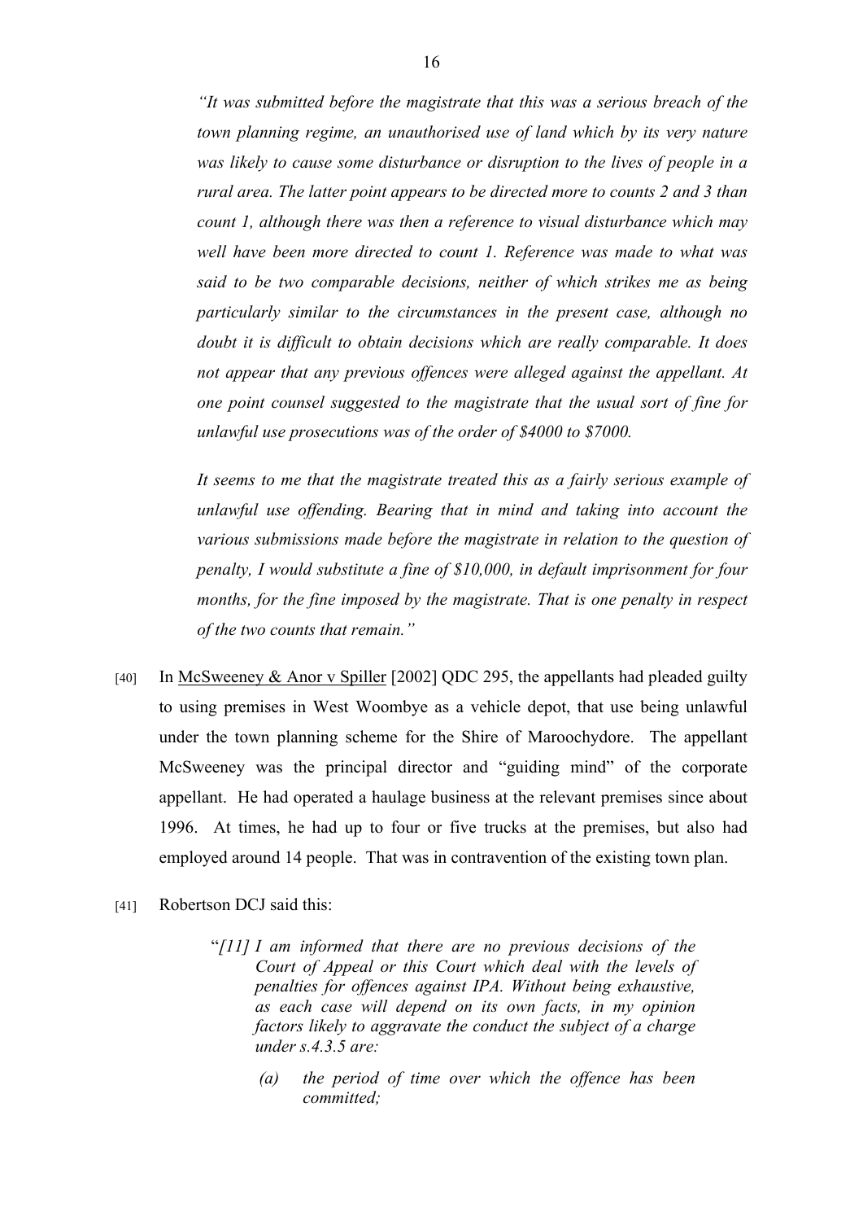> *"It was submitted before the magistrate that this was a serious breach of the town planning regime, an unauthorised use of land which by its very nature was likely to cause some disturbance or disruption to the lives of people in a rural area. The latter point appears to be directed more to counts 2 and 3 than count 1, although there was then a reference to visual disturbance which may well have been more directed to count 1. Reference was made to what was said to be two comparable decisions, neither of which strikes me as being particularly similar to the circumstances in the present case, although no doubt it is difficult to obtain decisions which are really comparable. It does not appear that any previous offences were alleged against the appellant. At one point counsel suggested to the magistrate that the usual sort of fine for unlawful use prosecutions was of the order of $4000 to $7000.*
>
> *It seems to me that the magistrate treated this as a fairly serious example of unlawful use offending. Bearing that in mind and taking into account the various submissions made before the magistrate in relation to the question of penalty, I would substitute a fine of $10,000, in default imprisonment for four months, for the fine imposed by the magistrate. That is one penalty in respect of the two counts that remain."*

[40] In McSweeney & Anor v Spiller [2002] QDC 295, the appellants had pleaded guilty to using premises in West Woombye as a vehicle depot, that use being unlawful under the town planning scheme for the Shire of Maroochydore. The appellant McSweeney was the principal director and "guiding mind" of the corporate appellant. He had operated a haulage business at the relevant premises since about 1996. At times, he had up to four or five trucks at the premises, but also had employed around 14 people. That was in contravention of the existing town plan.

[41] Robertson DCJ said this:

> "*[11] I am informed that there are no previous decisions of the Court of Appeal or this Court which deal with the levels of penalties for offences against IPA. Without being exhaustive, as each case will depend on its own facts, in my opinion factors likely to aggravate the conduct the subject of a charge under s.4.3.5 are:*
>
> *(a) the period of time over which the offence has been committed;*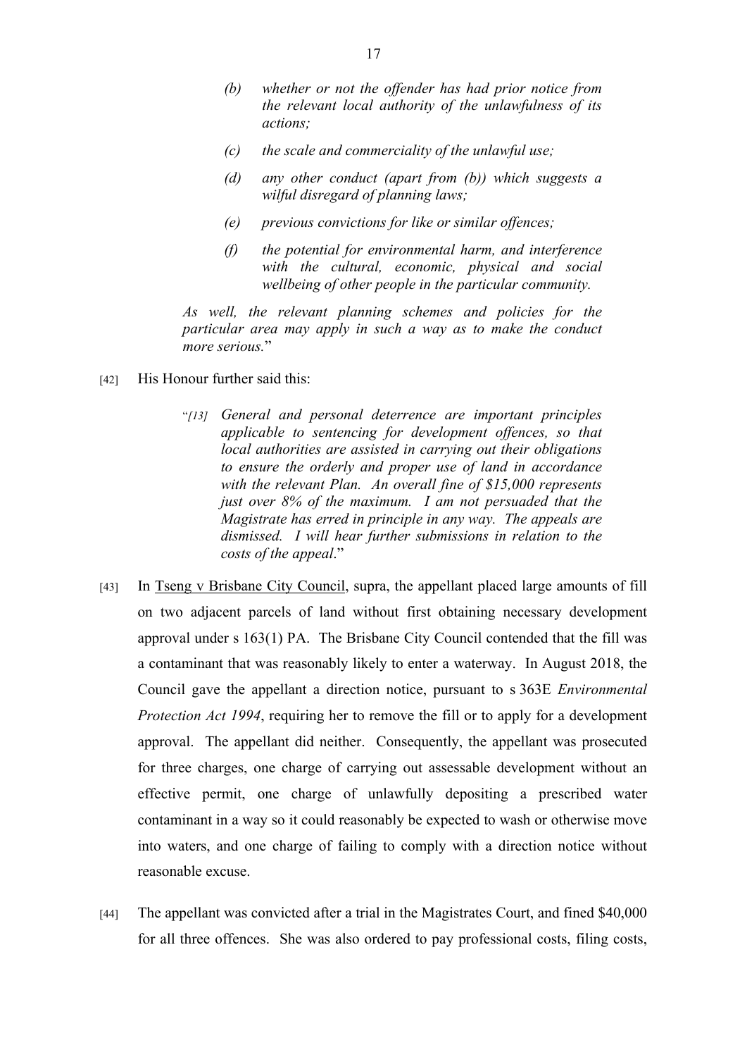> *(b) whether or not the offender has had prior notice from the relevant local authority of the unlawfulness of its actions;*
>
> *(c) the scale and commerciality of the unlawful use;*
>
> *(d) any other conduct (apart from (b)) which suggests a wilful disregard of planning laws;*
>
> *(e) previous convictions for like or similar offences;*
>
> *(f) the potential for environmental harm, and interference with the cultural, economic, physical and social wellbeing of other people in the particular community.*
>
> *As well, the relevant planning schemes and policies for the particular area may apply in such a way as to make the conduct more serious.*"

[42] His Honour further said this:

> "*[13] General and personal deterrence are important principles applicable to sentencing for development offences, so that local authorities are assisted in carrying out their obligations to ensure the orderly and proper use of land in accordance with the relevant Plan. An overall fine of $15,000 represents just over 8% of the maximum. I am not persuaded that the Magistrate has erred in principle in any way. The appeals are dismissed. I will hear further submissions in relation to the costs of the appeal.*"

[43] In Tseng v Brisbane City Council, supra, the appellant placed large amounts of fill on two adjacent parcels of land without first obtaining necessary development approval under s 163(1) PA. The Brisbane City Council contended that the fill was a contaminant that was reasonably likely to enter a waterway. In August 2018, the Council gave the appellant a direction notice, pursuant to s 363E *Environmental Protection Act 1994*, requiring her to remove the fill or to apply for a development approval. The appellant did neither. Consequently, the appellant was prosecuted for three charges, one charge of carrying out assessable development without an effective permit, one charge of unlawfully depositing a prescribed water contaminant in a way so it could reasonably be expected to wash or otherwise move into waters, and one charge of failing to comply with a direction notice without reasonable excuse.

[44] The appellant was convicted after a trial in the Magistrates Court, and fined $40,000 for all three offences. She was also ordered to pay professional costs, filing costs,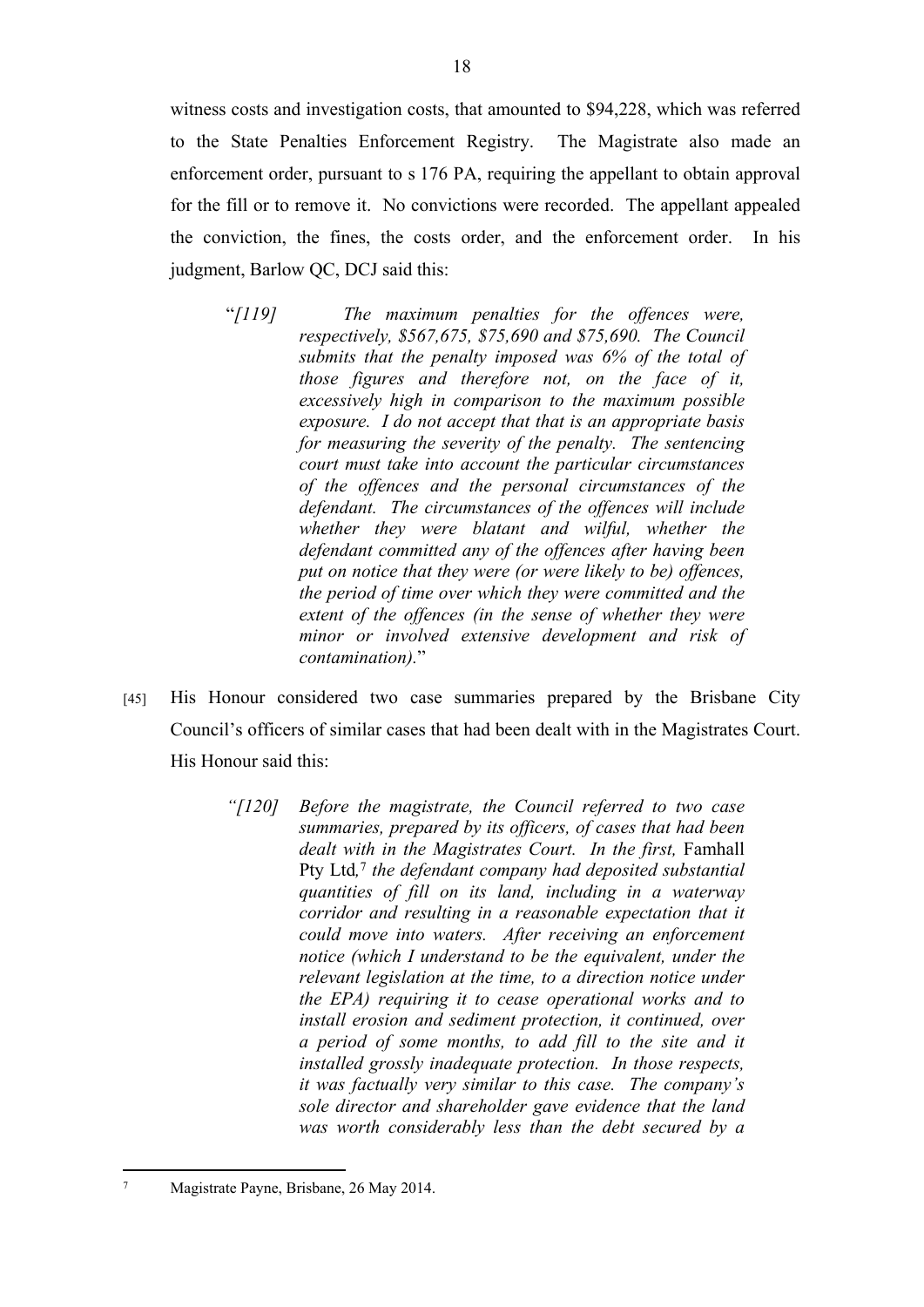witness costs and investigation costs, that amounted to $94,228, which was referred to the State Penalties Enforcement Registry. The Magistrate also made an enforcement order, pursuant to s 176 PA, requiring the appellant to obtain approval for the fill or to remove it. No convictions were recorded. The appellant appealed the conviction, the fines, the costs order, and the enforcement order. In his judgment, Barlow QC, DCJ said this:

> "*[119] The maximum penalties for the offences were, respectively, $567,675, $75,690 and $75,690. The Council submits that the penalty imposed was 6% of the total of those figures and therefore not, on the face of it, excessively high in comparison to the maximum possible exposure. I do not accept that that is an appropriate basis for measuring the severity of the penalty. The sentencing court must take into account the particular circumstances of the offences and the personal circumstances of the defendant. The circumstances of the offences will include whether they were blatant and wilful, whether the defendant committed any of the offences after having been put on notice that they were (or were likely to be) offences, the period of time over which they were committed and the extent of the offences (in the sense of whether they were minor or involved extensive development and risk of contamination).*"

[45] His Honour considered two case summaries prepared by the Brisbane City Council's officers of similar cases that had been dealt with in the Magistrates Court. His Honour said this:

> *"[120] Before the magistrate, the Council referred to two case summaries, prepared by its officers, of cases that had been dealt with in the Magistrates Court. In the first,* Famhall Pty Ltd,[7] *the defendant company had deposited substantial quantities of fill on its land, including in a waterway corridor and resulting in a reasonable expectation that it could move into waters. After receiving an enforcement notice (which I understand to be the equivalent, under the relevant legislation at the time, to a direction notice under the EPA) requiring it to cease operational works and to install erosion and sediment protection, it continued, over a period of some months, to add fill to the site and it installed grossly inadequate protection. In those respects, it was factually very similar to this case. The company's sole director and shareholder gave evidence that the land was worth considerably less than the debt secured by a*

---

[7] Magistrate Payne, Brisbane, 26 May 2014.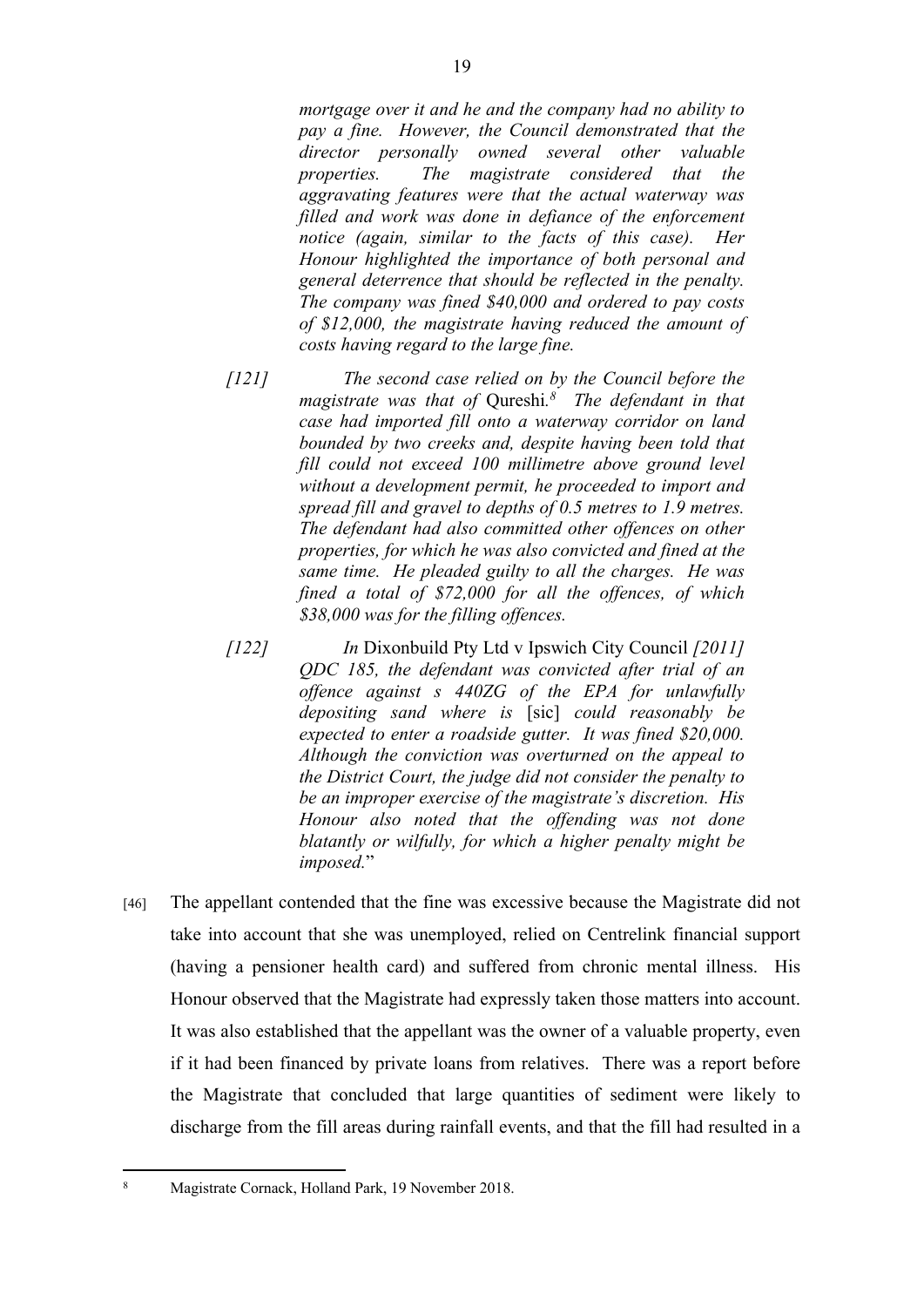*mortgage over it and he and the company had no ability to pay a fine. However, the Council demonstrated that the director personally owned several other valuable properties. The magistrate considered that the aggravating features were that the actual waterway was filled and work was done in defiance of the enforcement notice (again, similar to the facts of this case). Her Honour highlighted the importance of both personal and general deterrence that should be reflected in the penalty. The company was fined $40,000 and ordered to pay costs of $12,000, the magistrate having reduced the amount of costs having regard to the large fine.*

*[121] The second case relied on by the Council before the magistrate was that of* Qureshi*.*[8] *The defendant in that case had imported fill onto a waterway corridor on land bounded by two creeks and, despite having been told that fill could not exceed 100 millimetre above ground level without a development permit, he proceeded to import and spread fill and gravel to depths of 0.5 metres to 1.9 metres. The defendant had also committed other offences on other properties, for which he was also convicted and fined at the same time. He pleaded guilty to all the charges. He was fined a total of $72,000 for all the offences, of which $38,000 was for the filling offences.*

*[122] In* Dixonbuild Pty Ltd v Ipswich City Council *[2011] QDC 185, the defendant was convicted after trial of an offence against s 440ZG of the EPA for unlawfully depositing sand where is* [sic] *could reasonably be expected to enter a roadside gutter. It was fined $20,000. Although the conviction was overturned on the appeal to the District Court, the judge did not consider the penalty to be an improper exercise of the magistrate's discretion. His Honour also noted that the offending was not done blatantly or wilfully, for which a higher penalty might be imposed.*"

[46] The appellant contended that the fine was excessive because the Magistrate did not take into account that she was unemployed, relied on Centrelink financial support (having a pensioner health card) and suffered from chronic mental illness. His Honour observed that the Magistrate had expressly taken those matters into account. It was also established that the appellant was the owner of a valuable property, even if it had been financed by private loans from relatives. There was a report before the Magistrate that concluded that large quantities of sediment were likely to discharge from the fill areas during rainfall events, and that the fill had resulted in a

---

[8] Magistrate Cornack, Holland Park, 19 November 2018.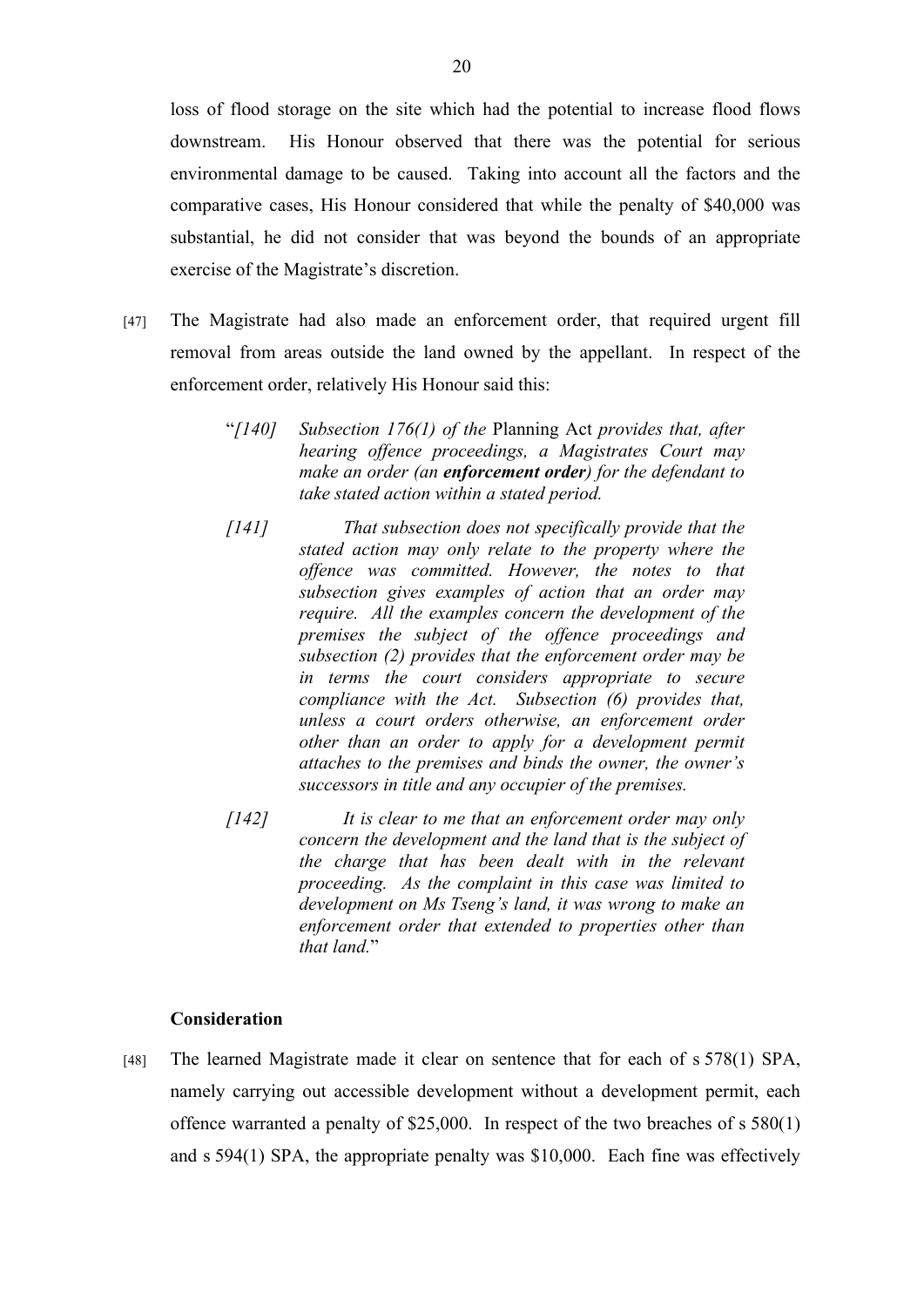loss of flood storage on the site which had the potential to increase flood flows downstream. His Honour observed that there was the potential for serious environmental damage to be caused. Taking into account all the factors and the comparative cases, His Honour considered that while the penalty of $40,000 was substantial, he did not consider that was beyond the bounds of an appropriate exercise of the Magistrate's discretion.

[47] The Magistrate had also made an enforcement order, that required urgent fill removal from areas outside the land owned by the appellant. In respect of the enforcement order, relatively His Honour said this:

> "*[140] Subsection 176(1) of the* Planning Act *provides that, after hearing offence proceedings, a Magistrates Court may make an order (an* ***enforcement order****) for the defendant to take stated action within a stated period.*
>
> *[141] That subsection does not specifically provide that the stated action may only relate to the property where the offence was committed. However, the notes to that subsection gives examples of action that an order may require. All the examples concern the development of the premises the subject of the offence proceedings and subsection (2) provides that the enforcement order may be in terms the court considers appropriate to secure compliance with the Act. Subsection (6) provides that, unless a court orders otherwise, an enforcement order other than an order to apply for a development permit attaches to the premises and binds the owner, the owner's successors in title and any occupier of the premises.*
>
> *[142] It is clear to me that an enforcement order may only concern the development and the land that is the subject of the charge that has been dealt with in the relevant proceeding. As the complaint in this case was limited to development on Ms Tseng's land, it was wrong to make an enforcement order that extended to properties other than that land.*"

### Consideration

[48] The learned Magistrate made it clear on sentence that for each of s 578(1) SPA, namely carrying out accessible development without a development permit, each offence warranted a penalty of $25,000. In respect of the two breaches of s 580(1) and s 594(1) SPA, the appropriate penalty was $10,000. Each fine was effectively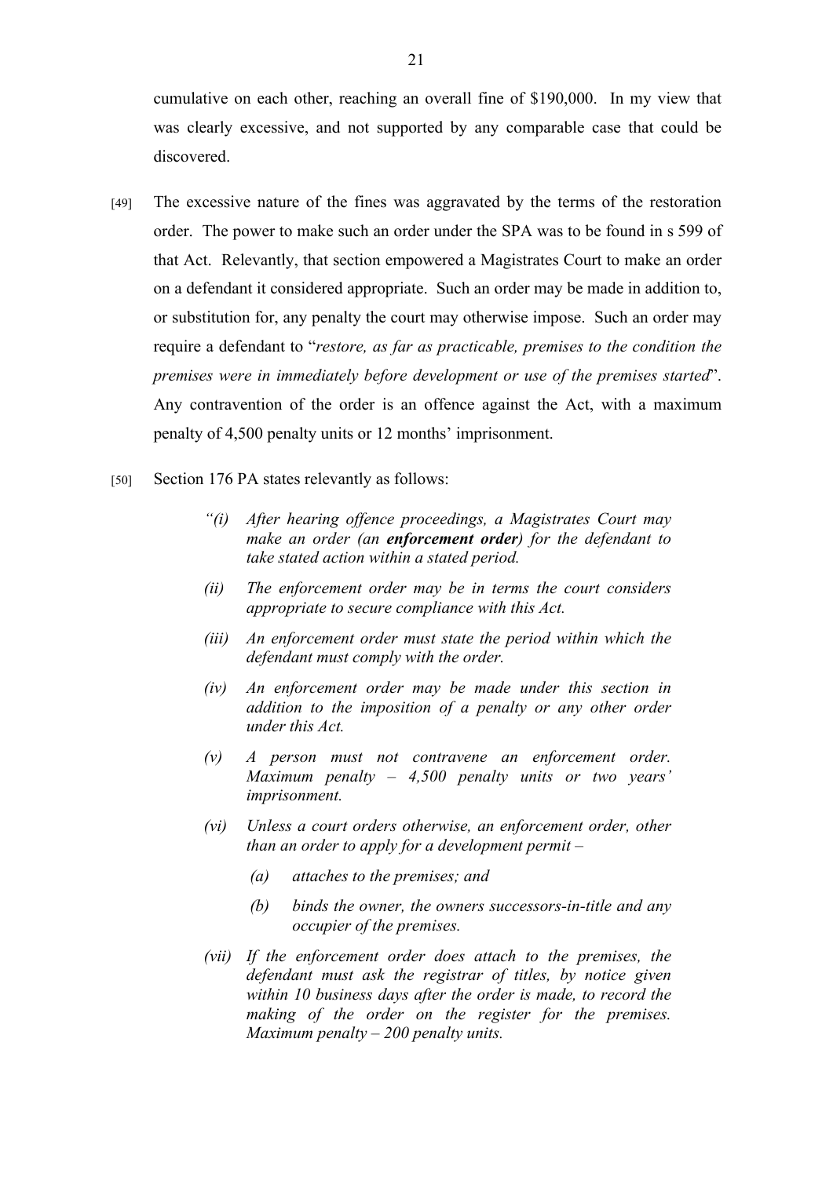cumulative on each other, reaching an overall fine of $190,000. In my view that was clearly excessive, and not supported by any comparable case that could be discovered.

[49] The excessive nature of the fines was aggravated by the terms of the restoration order. The power to make such an order under the SPA was to be found in s 599 of that Act. Relevantly, that section empowered a Magistrates Court to make an order on a defendant it considered appropriate. Such an order may be made in addition to, or substitution for, any penalty the court may otherwise impose. Such an order may require a defendant to "*restore, as far as practicable, premises to the condition the premises were in immediately before development or use of the premises started*". Any contravention of the order is an offence against the Act, with a maximum penalty of 4,500 penalty units or 12 months' imprisonment.

[50] Section 176 PA states relevantly as follows:

> *"(i) After hearing offence proceedings, a Magistrates Court may make an order (an **enforcement order**) for the defendant to take stated action within a stated period.*
>
> *(ii) The enforcement order may be in terms the court considers appropriate to secure compliance with this Act.*
>
> *(iii) An enforcement order must state the period within which the defendant must comply with the order.*
>
> *(iv) An enforcement order may be made under this section in addition to the imposition of a penalty or any other order under this Act.*
>
> *(v) A person must not contravene an enforcement order. Maximum penalty – 4,500 penalty units or two years' imprisonment.*
>
> *(vi) Unless a court orders otherwise, an enforcement order, other than an order to apply for a development permit –*
>
> > *(a) attaches to the premises; and*
> >
> > *(b) binds the owner, the owners successors-in-title and any occupier of the premises.*
>
> *(vii) If the enforcement order does attach to the premises, the defendant must ask the registrar of titles, by notice given within 10 business days after the order is made, to record the making of the order on the register for the premises. Maximum penalty – 200 penalty units.*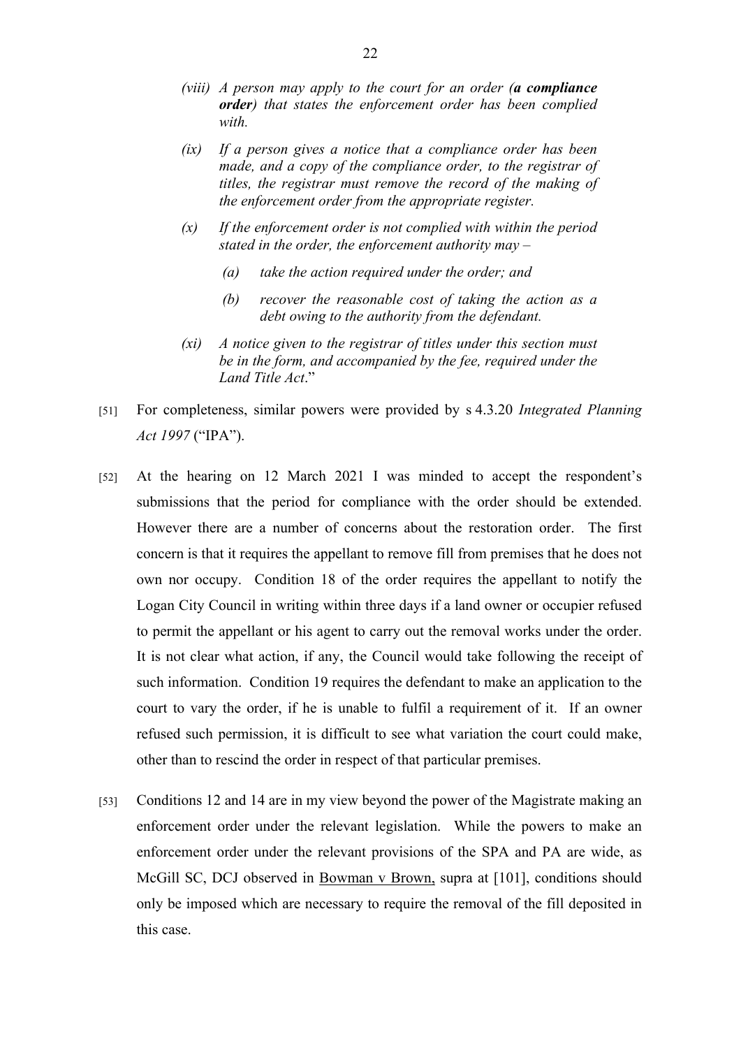*(viii) A person may apply to the court for an order (**a compliance order**) that states the enforcement order has been complied with.*

*(ix) If a person gives a notice that a compliance order has been made, and a copy of the compliance order, to the registrar of titles, the registrar must remove the record of the making of the enforcement order from the appropriate register.*

*(x) If the enforcement order is not complied with within the period stated in the order, the enforcement authority may –*

*(a) take the action required under the order; and*

*(b) recover the reasonable cost of taking the action as a debt owing to the authority from the defendant.*

*(xi) A notice given to the registrar of titles under this section must be in the form, and accompanied by the fee, required under the Land Title Act*."

[51] For completeness, similar powers were provided by s 4.3.20 *Integrated Planning Act 1997* ("IPA").

[52] At the hearing on 12 March 2021 I was minded to accept the respondent's submissions that the period for compliance with the order should be extended. However there are a number of concerns about the restoration order. The first concern is that it requires the appellant to remove fill from premises that he does not own nor occupy. Condition 18 of the order requires the appellant to notify the Logan City Council in writing within three days if a land owner or occupier refused to permit the appellant or his agent to carry out the removal works under the order. It is not clear what action, if any, the Council would take following the receipt of such information. Condition 19 requires the defendant to make an application to the court to vary the order, if he is unable to fulfil a requirement of it. If an owner refused such permission, it is difficult to see what variation the court could make, other than to rescind the order in respect of that particular premises.

[53] Conditions 12 and 14 are in my view beyond the power of the Magistrate making an enforcement order under the relevant legislation. While the powers to make an enforcement order under the relevant provisions of the SPA and PA are wide, as McGill SC, DCJ observed in Bowman v Brown, supra at [101], conditions should only be imposed which are necessary to require the removal of the fill deposited in this case.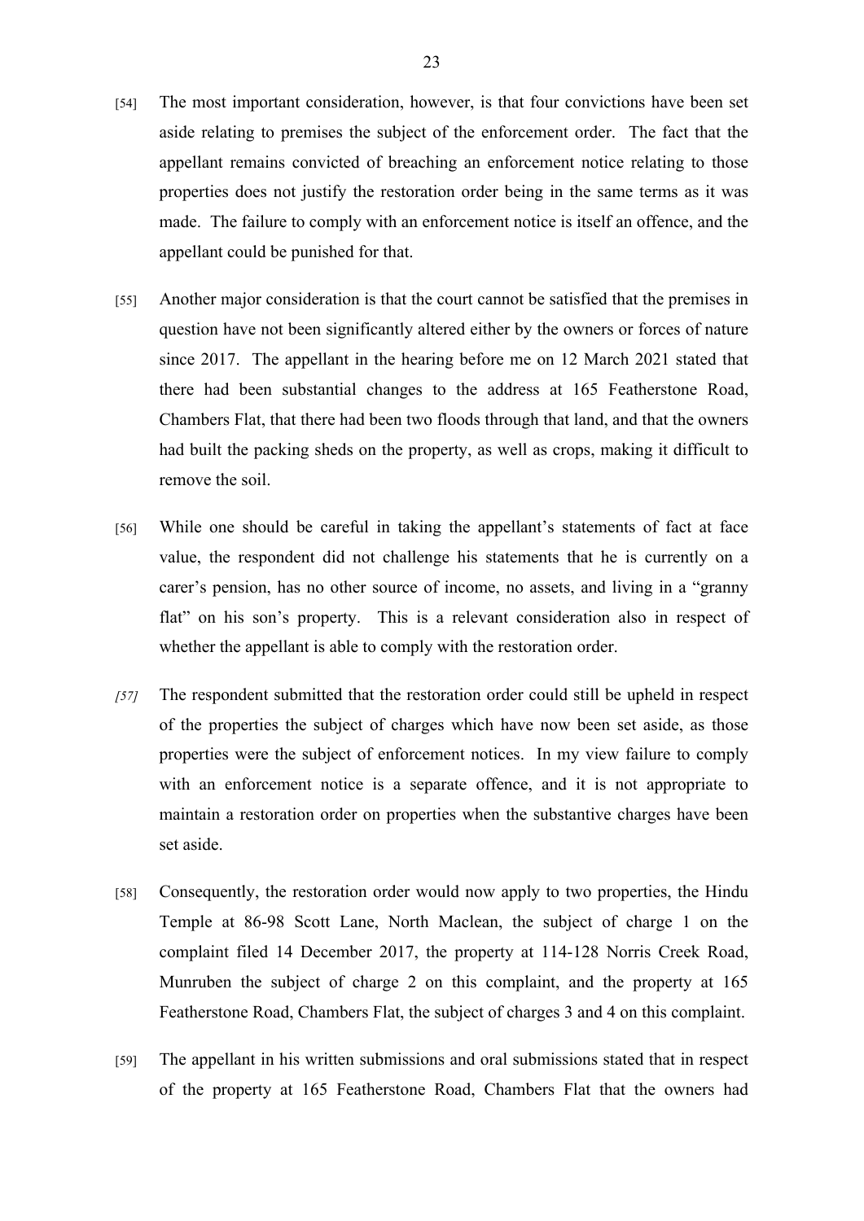[54] The most important consideration, however, is that four convictions have been set aside relating to premises the subject of the enforcement order. The fact that the appellant remains convicted of breaching an enforcement notice relating to those properties does not justify the restoration order being in the same terms as it was made. The failure to comply with an enforcement notice is itself an offence, and the appellant could be punished for that.

[55] Another major consideration is that the court cannot be satisfied that the premises in question have not been significantly altered either by the owners or forces of nature since 2017. The appellant in the hearing before me on 12 March 2021 stated that there had been substantial changes to the address at 165 Featherstone Road, Chambers Flat, that there had been two floods through that land, and that the owners had built the packing sheds on the property, as well as crops, making it difficult to remove the soil.

[56] While one should be careful in taking the appellant's statements of fact at face value, the respondent did not challenge his statements that he is currently on a carer's pension, has no other source of income, no assets, and living in a "granny flat" on his son's property. This is a relevant consideration also in respect of whether the appellant is able to comply with the restoration order.

*[57]* The respondent submitted that the restoration order could still be upheld in respect of the properties the subject of charges which have now been set aside, as those properties were the subject of enforcement notices. In my view failure to comply with an enforcement notice is a separate offence, and it is not appropriate to maintain a restoration order on properties when the substantive charges have been set aside.

[58] Consequently, the restoration order would now apply to two properties, the Hindu Temple at 86-98 Scott Lane, North Maclean, the subject of charge 1 on the complaint filed 14 December 2017, the property at 114-128 Norris Creek Road, Munruben the subject of charge 2 on this complaint, and the property at 165 Featherstone Road, Chambers Flat, the subject of charges 3 and 4 on this complaint.

[59] The appellant in his written submissions and oral submissions stated that in respect of the property at 165 Featherstone Road, Chambers Flat that the owners had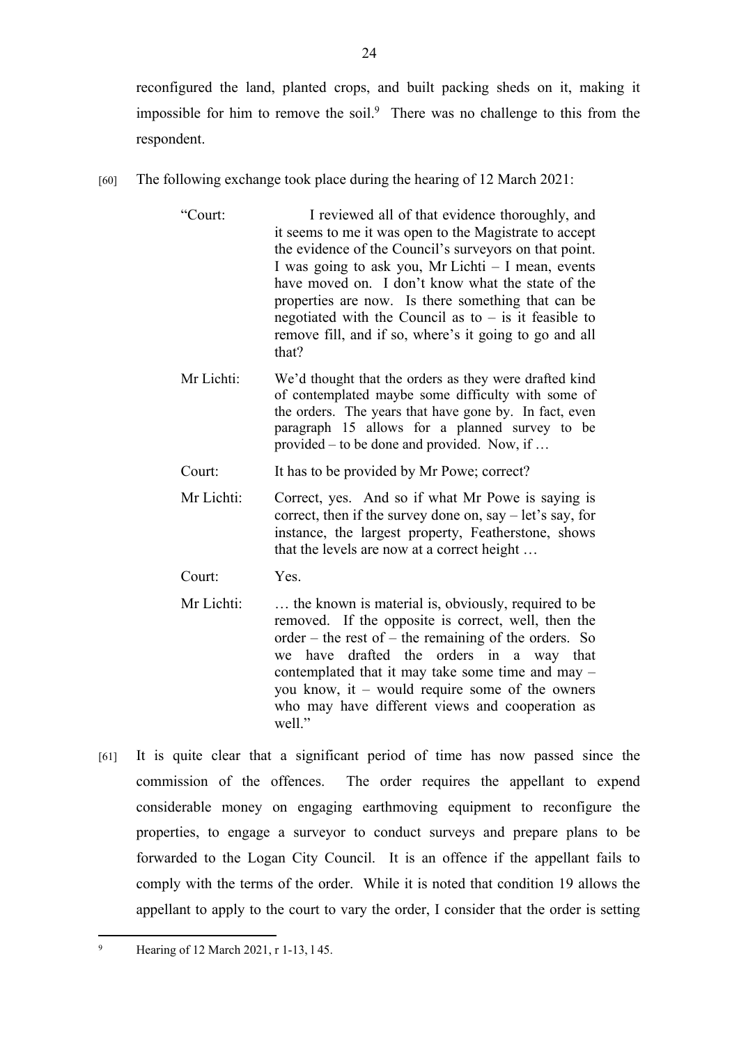reconfigured the land, planted crops, and built packing sheds on it, making it impossible for him to remove the soil.[9] There was no challenge to this from the respondent.

[60] The following exchange took place during the hearing of 12 March 2021:

> "Court: I reviewed all of that evidence thoroughly, and it seems to me it was open to the Magistrate to accept the evidence of the Council's surveyors on that point. I was going to ask you, Mr Lichti – I mean, events have moved on. I don't know what the state of the properties are now. Is there something that can be negotiated with the Council as to – is it feasible to remove fill, and if so, where's it going to go and all that?
>
> Mr Lichti: We'd thought that the orders as they were drafted kind of contemplated maybe some difficulty with some of the orders. The years that have gone by. In fact, even paragraph 15 allows for a planned survey to be provided – to be done and provided. Now, if …
>
> Court: It has to be provided by Mr Powe; correct?
>
> Mr Lichti: Correct, yes. And so if what Mr Powe is saying is correct, then if the survey done on, say – let's say, for instance, the largest property, Featherstone, shows that the levels are now at a correct height …
>
> Court: Yes.
>
> Mr Lichti: … the known is material is, obviously, required to be removed. If the opposite is correct, well, then the order – the rest of – the remaining of the orders. So we have drafted the orders in a way that contemplated that it may take some time and may – you know, it – would require some of the owners who may have different views and cooperation as well."

[61] It is quite clear that a significant period of time has now passed since the commission of the offences. The order requires the appellant to expend considerable money on engaging earthmoving equipment to reconfigure the properties, to engage a surveyor to conduct surveys and prepare plans to be forwarded to the Logan City Council. It is an offence if the appellant fails to comply with the terms of the order. While it is noted that condition 19 allows the appellant to apply to the court to vary the order, I consider that the order is setting

---

[9] Hearing of 12 March 2021, r 1-13, l 45.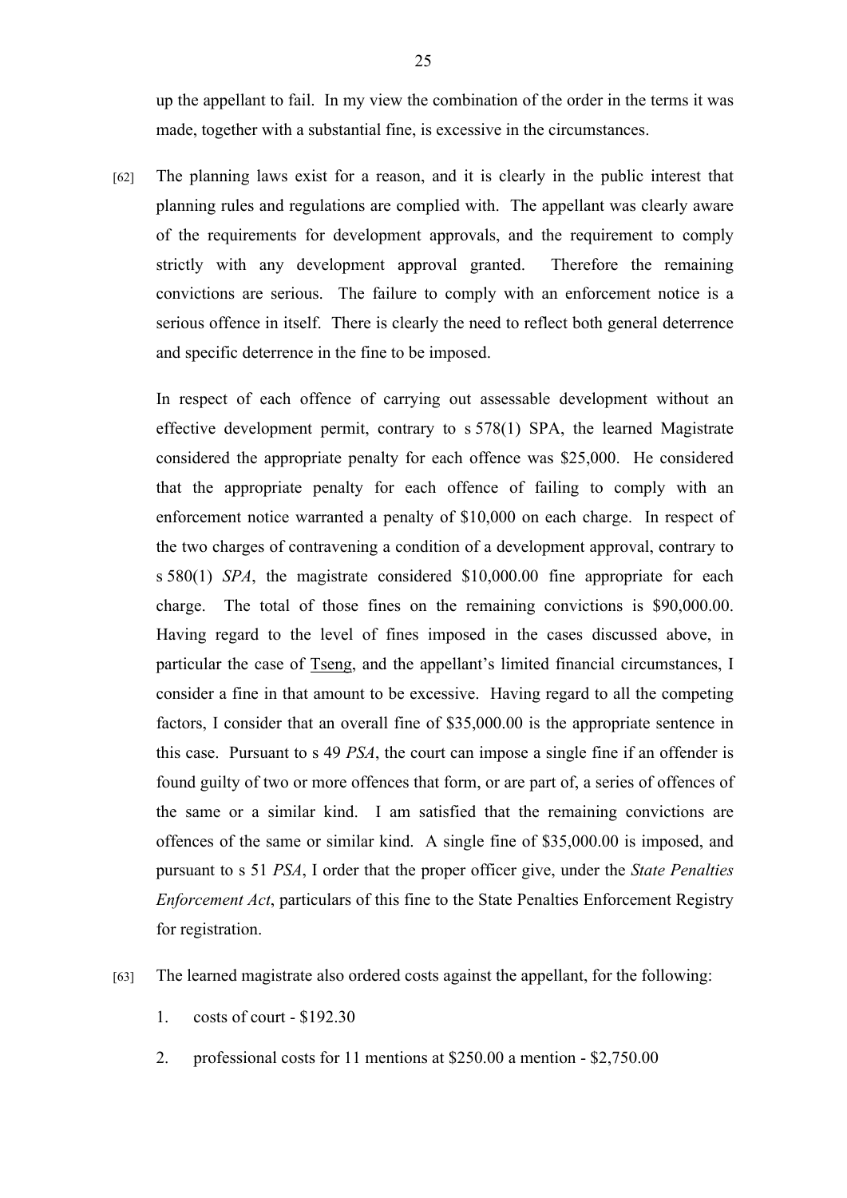up the appellant to fail. In my view the combination of the order in the terms it was made, together with a substantial fine, is excessive in the circumstances.

[62] The planning laws exist for a reason, and it is clearly in the public interest that planning rules and regulations are complied with. The appellant was clearly aware of the requirements for development approvals, and the requirement to comply strictly with any development approval granted. Therefore the remaining convictions are serious. The failure to comply with an enforcement notice is a serious offence in itself. There is clearly the need to reflect both general deterrence and specific deterrence in the fine to be imposed.

In respect of each offence of carrying out assessable development without an effective development permit, contrary to s 578(1) SPA, the learned Magistrate considered the appropriate penalty for each offence was $25,000. He considered that the appropriate penalty for each offence of failing to comply with an enforcement notice warranted a penalty of $10,000 on each charge. In respect of the two charges of contravening a condition of a development approval, contrary to s 580(1) *SPA*, the magistrate considered $10,000.00 fine appropriate for each charge. The total of those fines on the remaining convictions is $90,000.00. Having regard to the level of fines imposed in the cases discussed above, in particular the case of Tseng, and the appellant's limited financial circumstances, I consider a fine in that amount to be excessive. Having regard to all the competing factors, I consider that an overall fine of $35,000.00 is the appropriate sentence in this case. Pursuant to s 49 *PSA*, the court can impose a single fine if an offender is found guilty of two or more offences that form, or are part of, a series of offences of the same or a similar kind. I am satisfied that the remaining convictions are offences of the same or similar kind. A single fine of $35,000.00 is imposed, and pursuant to s 51 *PSA*, I order that the proper officer give, under the *State Penalties Enforcement Act*, particulars of this fine to the State Penalties Enforcement Registry for registration.

[63] The learned magistrate also ordered costs against the appellant, for the following:

1. costs of court - $192.30
2. professional costs for 11 mentions at $250.00 a mention - $2,750.00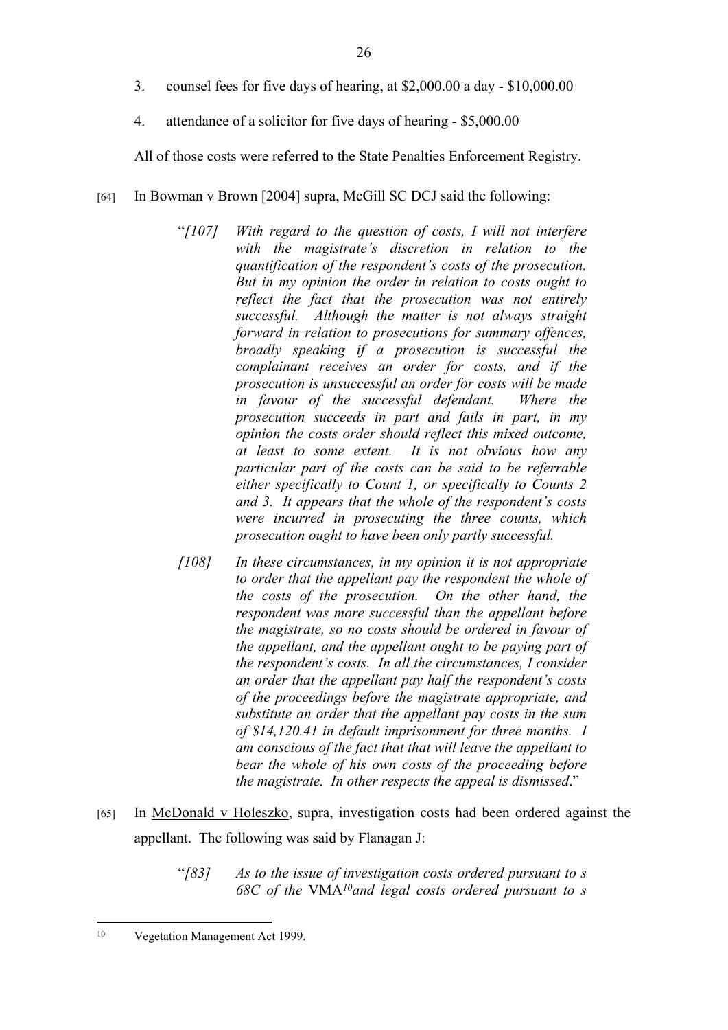3. counsel fees for five days of hearing, at $2,000.00 a day - $10,000.00

4. attendance of a solicitor for five days of hearing - $5,000.00

All of those costs were referred to the State Penalties Enforcement Registry.

[64] In Bowman v Brown [2004] supra, McGill SC DCJ said the following:

> "*[107] With regard to the question of costs, I will not interfere with the magistrate's discretion in relation to the quantification of the respondent's costs of the prosecution. But in my opinion the order in relation to costs ought to reflect the fact that the prosecution was not entirely successful. Although the matter is not always straight forward in relation to prosecutions for summary offences, broadly speaking if a prosecution is successful the complainant receives an order for costs, and if the prosecution is unsuccessful an order for costs will be made in favour of the successful defendant. Where the prosecution succeeds in part and fails in part, in my opinion the costs order should reflect this mixed outcome, at least to some extent. It is not obvious how any particular part of the costs can be said to be referrable either specifically to Count 1, or specifically to Counts 2 and 3. It appears that the whole of the respondent's costs were incurred in prosecuting the three counts, which prosecution ought to have been only partly successful.*
>
> *[108] In these circumstances, in my opinion it is not appropriate to order that the appellant pay the respondent the whole of the costs of the prosecution. On the other hand, the respondent was more successful than the appellant before the magistrate, so no costs should be ordered in favour of the appellant, and the appellant ought to be paying part of the respondent's costs. In all the circumstances, I consider an order that the appellant pay half the respondent's costs of the proceedings before the magistrate appropriate, and substitute an order that the appellant pay costs in the sum of $14,120.41 in default imprisonment for three months. I am conscious of the fact that that will leave the appellant to bear the whole of his own costs of the proceeding before the magistrate. In other respects the appeal is dismissed.*"

[65] In McDonald v Holeszko, supra, investigation costs had been ordered against the appellant. The following was said by Flanagan J:

> "*[83] As to the issue of investigation costs ordered pursuant to s 68C of the* VMA[10] *and legal costs ordered pursuant to s*

---

[10] Vegetation Management Act 1999.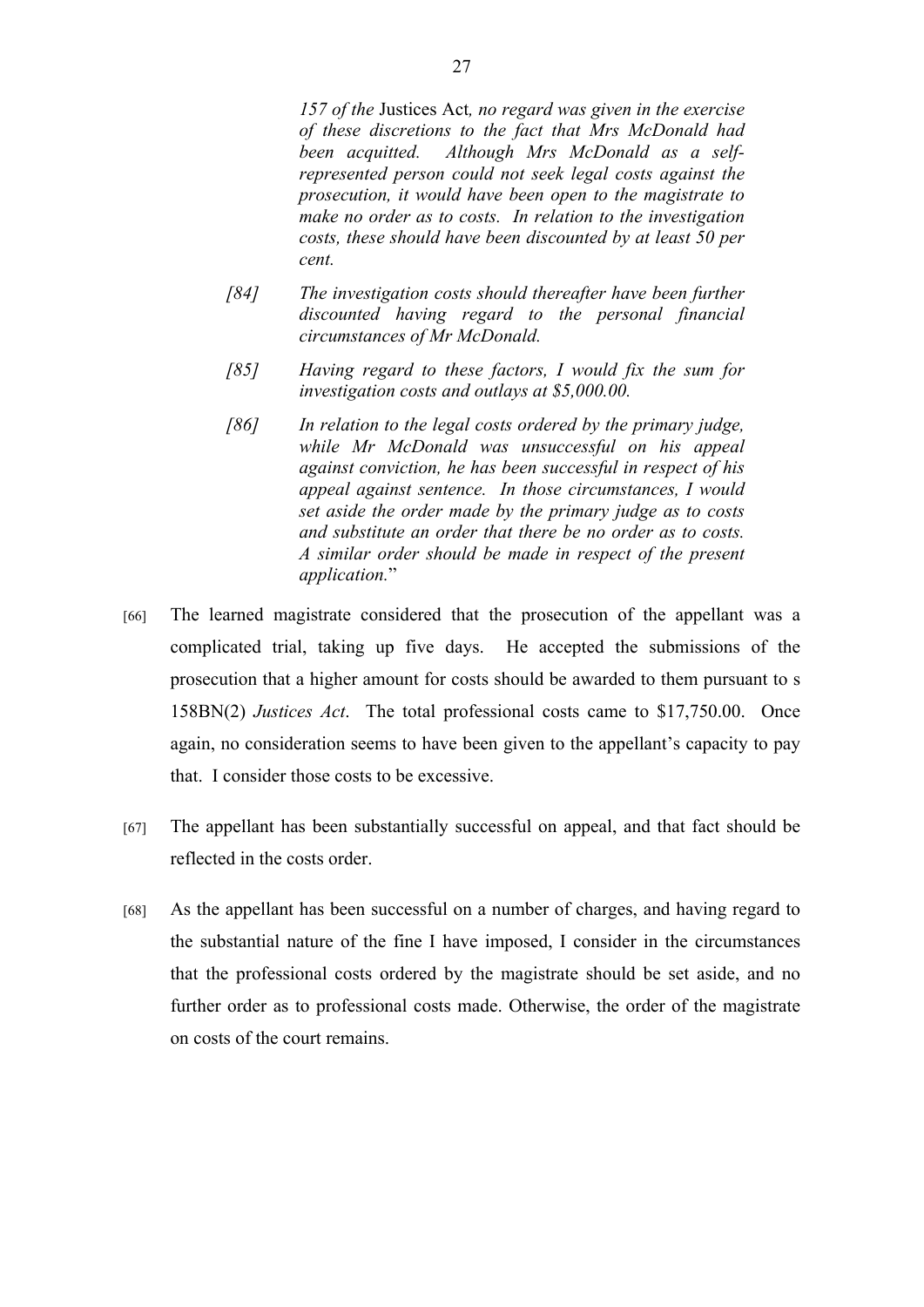*157 of the* Justices Act*, no regard was given in the exercise of these discretions to the fact that Mrs McDonald had been acquitted. Although Mrs McDonald as a self-represented person could not seek legal costs against the prosecution, it would have been open to the magistrate to make no order as to costs. In relation to the investigation costs, these should have been discounted by at least 50 per cent.*

*[84] The investigation costs should thereafter have been further discounted having regard to the personal financial circumstances of Mr McDonald.*

*[85] Having regard to these factors, I would fix the sum for investigation costs and outlays at $5,000.00.*

*[86] In relation to the legal costs ordered by the primary judge, while Mr McDonald was unsuccessful on his appeal against conviction, he has been successful in respect of his appeal against sentence. In those circumstances, I would set aside the order made by the primary judge as to costs and substitute an order that there be no order as to costs. A similar order should be made in respect of the present application.*"

[66] The learned magistrate considered that the prosecution of the appellant was a complicated trial, taking up five days. He accepted the submissions of the prosecution that a higher amount for costs should be awarded to them pursuant to s 158BN(2) *Justices Act*. The total professional costs came to $17,750.00. Once again, no consideration seems to have been given to the appellant's capacity to pay that. I consider those costs to be excessive.

[67] The appellant has been substantially successful on appeal, and that fact should be reflected in the costs order.

[68] As the appellant has been successful on a number of charges, and having regard to the substantial nature of the fine I have imposed, I consider in the circumstances that the professional costs ordered by the magistrate should be set aside, and no further order as to professional costs made. Otherwise, the order of the magistrate on costs of the court remains.